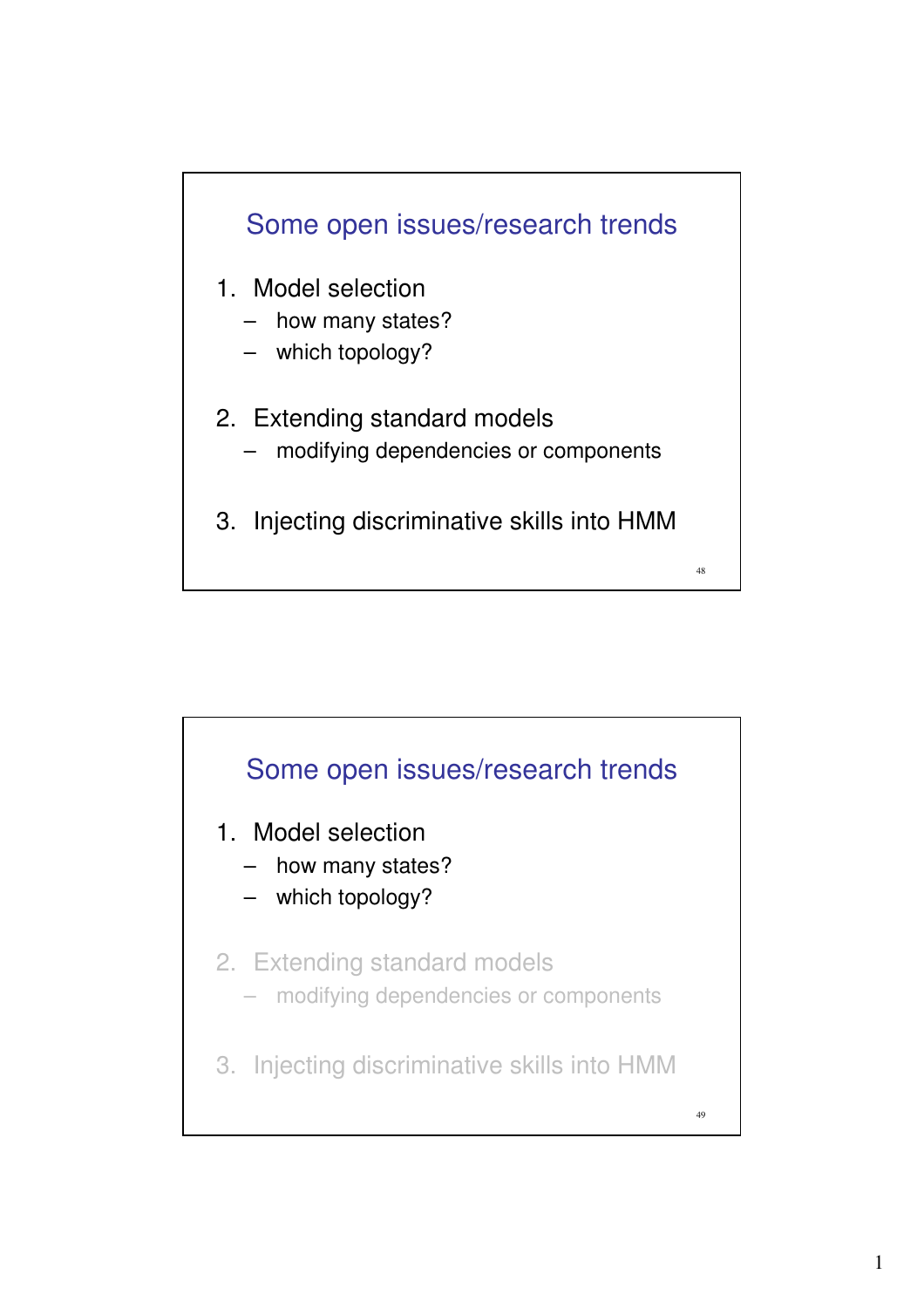## Some open issues/research trends

1. Model selection
   – how many states?
   – which topology?

2. Extending standard models
   – modifying dependencies or components

3. Injecting discriminative skills into HMM

## Some open issues/research trends

1. Model selection
   – how many states?
   – which topology?

2. Extending standard models
   – modifying dependencies or components

3. Injecting discriminative skills into HMM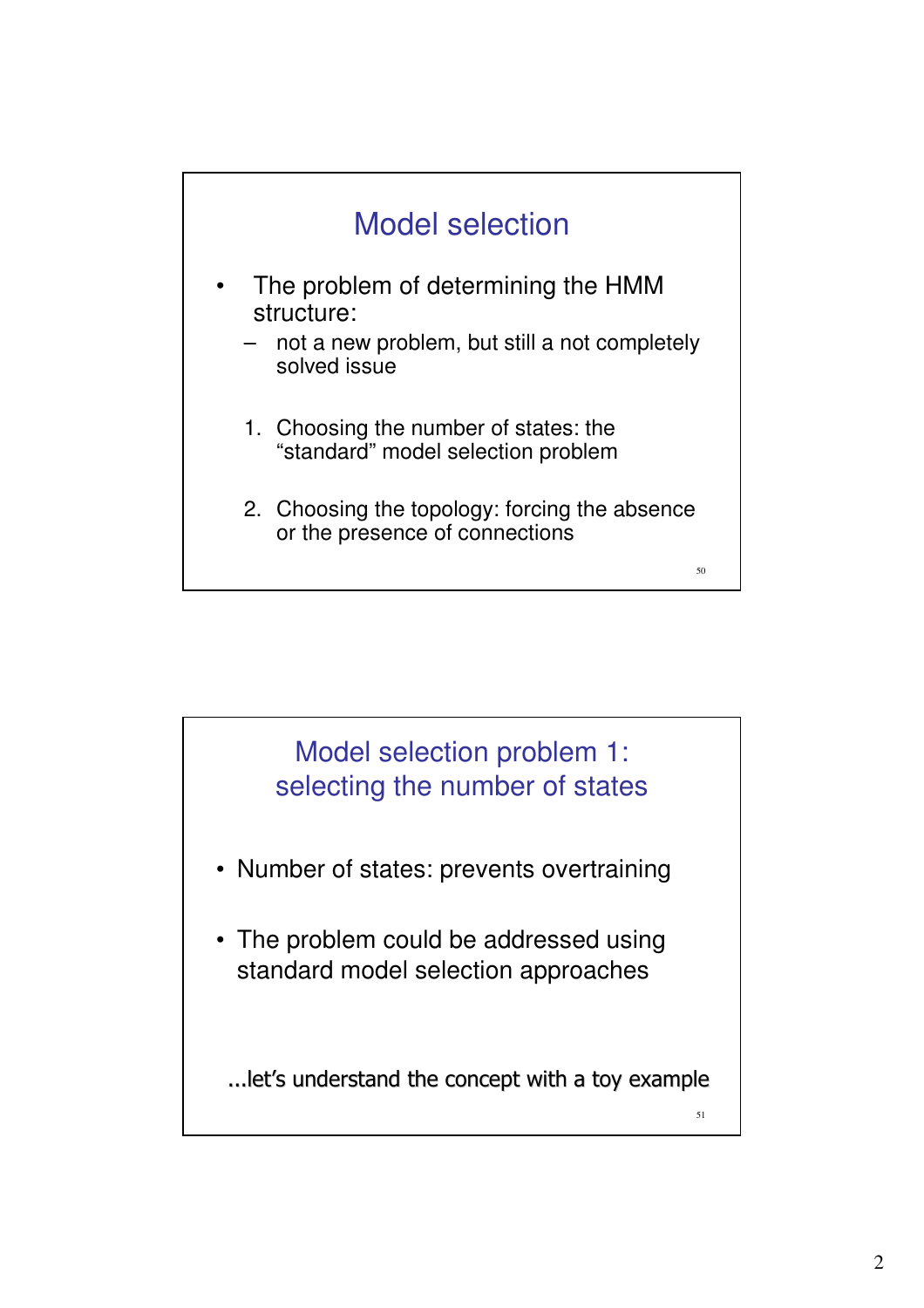## Model selection

- The problem of determining the HMM structure:
  - not a new problem, but still a not completely solved issue

  1. Choosing the number of states: the "standard" model selection problem

  2. Choosing the topology: forcing the absence or the presence of connections

## Model selection problem 1: selecting the number of states

- Number of states: prevents overtraining

- The problem could be addressed using standard model selection approaches

...let's understand the concept with a toy example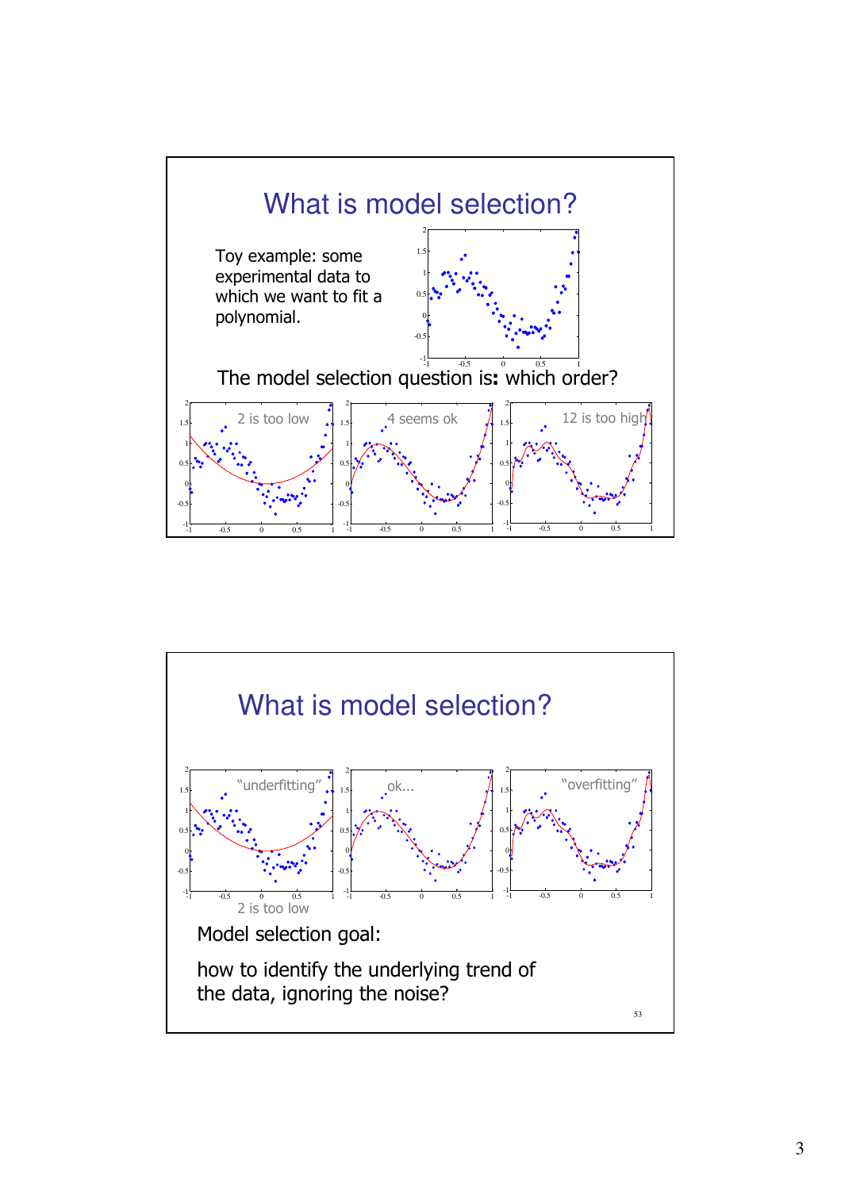## What is model selection?

Toy example: some experimental data to which we want to fit a polynomial.

The model selection question is**:** which order?

2 is too low

4 seems ok

12 is too high

## What is model selection?

"underfitting"

ok...

"overfitting"

2 is too low

Model selection goal:

how to identify the underlying trend of the data, ignoring the noise?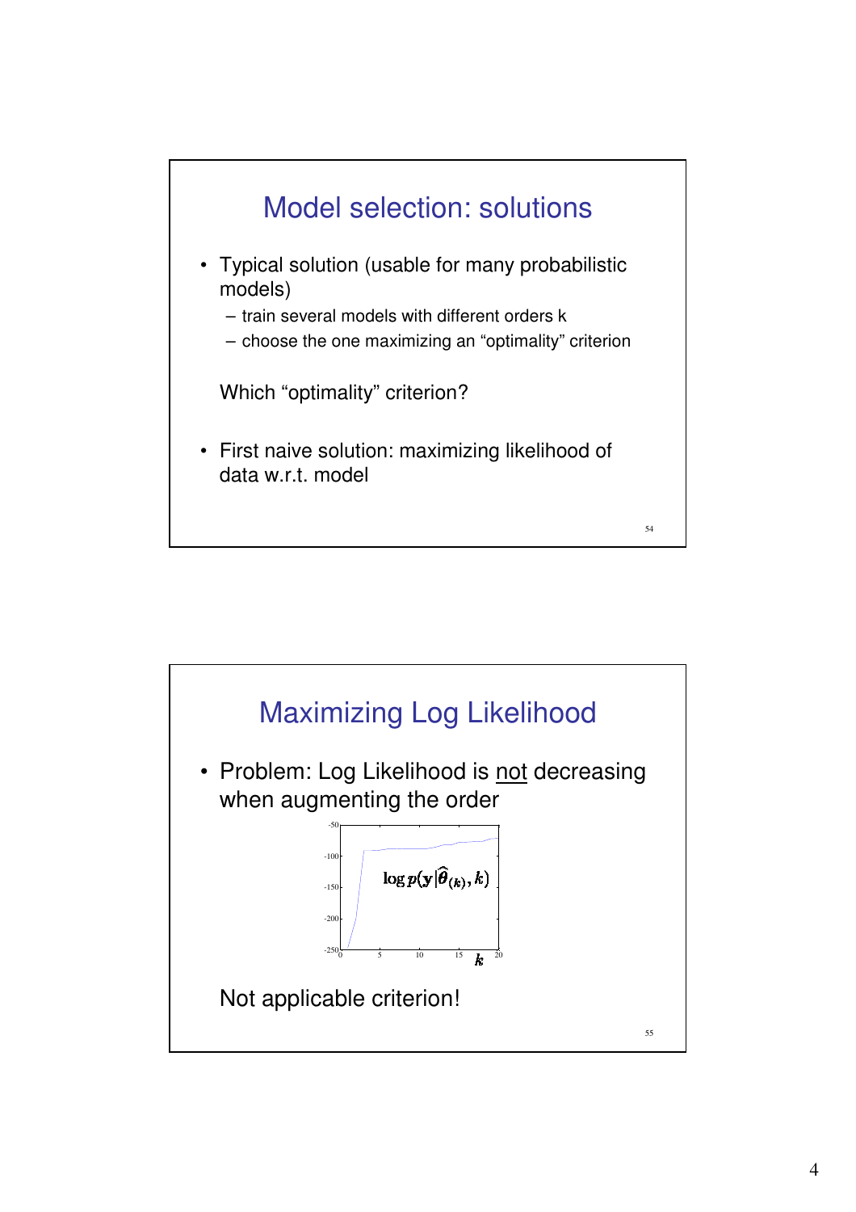## Model selection: solutions

- Typical solution (usable for many probabilistic models)
  - train several models with different orders k
  - choose the one maximizing an "optimality" criterion

Which "optimality" criterion?

- First naive solution: maximizing likelihood of data w.r.t. model

## Maximizing Log Likelihood

- Problem: Log Likelihood is <u>not</u> decreasing when augmenting the order

$$\log p(\mathbf{y} | \widehat{\theta}_{(k)}, k)$$

Not applicable criterion!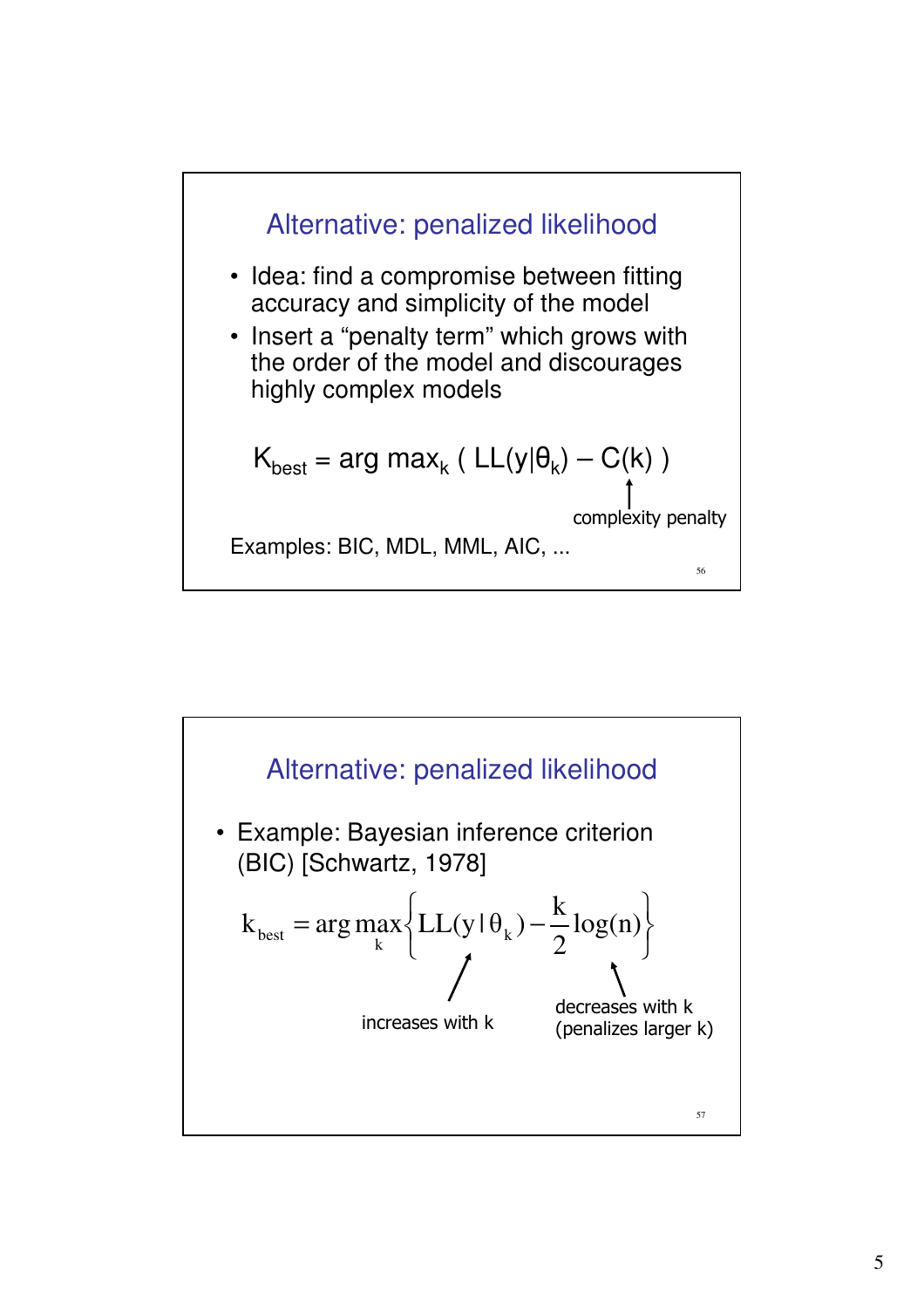## Alternative: penalized likelihood

- Idea: find a compromise between fitting accuracy and simplicity of the model
- Insert a "penalty term" which grows with the order of the model and discourages highly complex models

$$K_{best} = \arg\max_k \left( LL(y|\theta_k) - C(k) \right)$$

$C(k)$: complexity penalty

Examples: BIC, MDL, MML, AIC, ...

## Alternative: penalized likelihood

- Example: Bayesian inference criterion (BIC) [Schwartz, 1978]

$$k_{best} = \arg\max_k \left\{ LL(y \mid \theta_k) - \frac{k}{2}\log(n) \right\}$$

$LL(y \mid \theta_k)$: increases with k

$-\frac{k}{2}\log(n)$: decreases with k (penalizes larger k)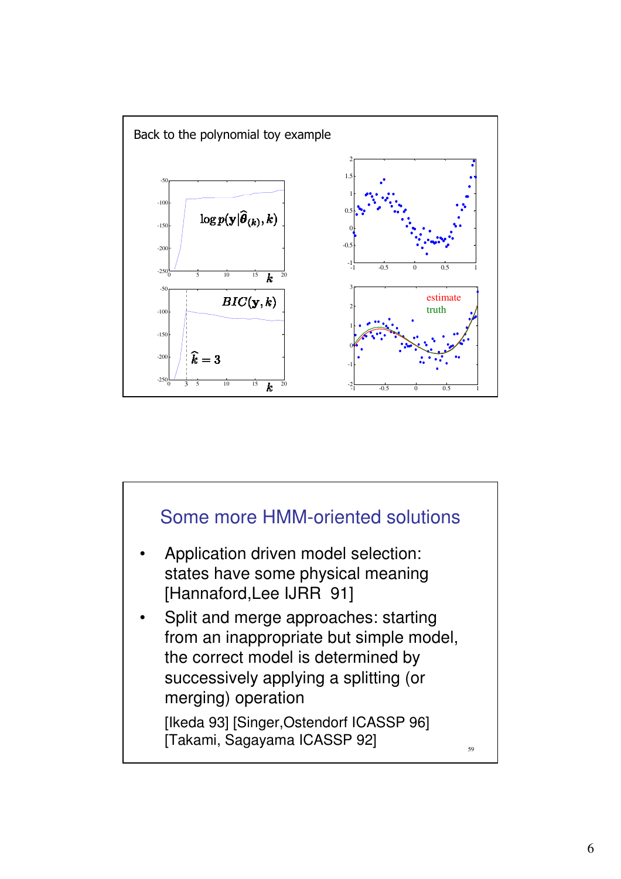Back to the polynomial toy example

$\log p(\mathbf{y}|\widehat{\boldsymbol{\theta}}_{(k)}, k)$

$BIC(\mathbf{y}, k)$

$\widehat{k} = 3$

estimate

truth

## Some more HMM-oriented solutions

- Application driven model selection: states have some physical meaning [Hannaford,Lee IJRR 91]
- Split and merge approaches: starting from an inappropriate but simple model, the correct model is determined by successively applying a splitting (or merging) operation

  [Ikeda 93] [Singer,Ostendorf ICASSP 96] [Takami, Sagayama ICASSP 92]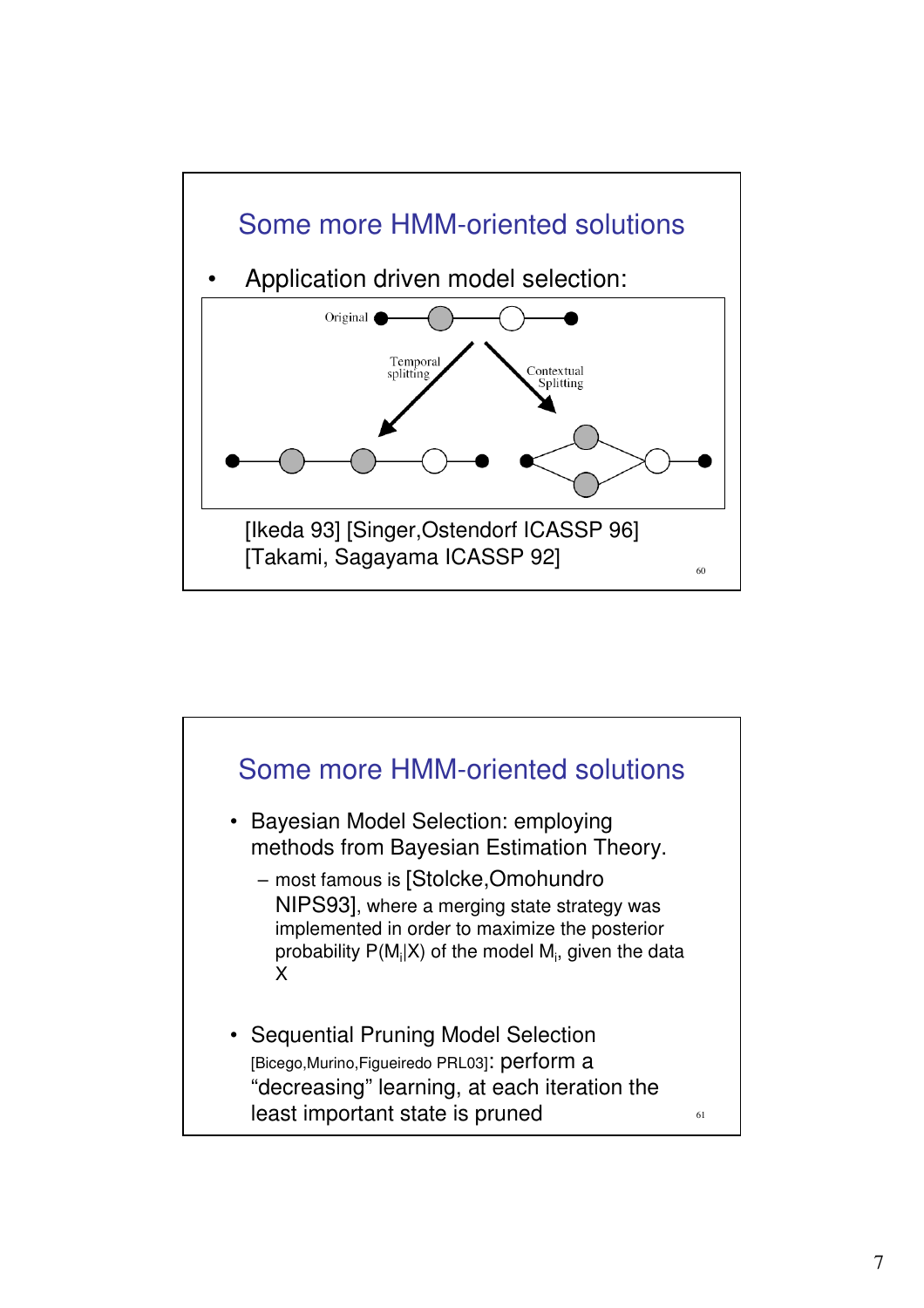## Some more HMM-oriented solutions

- Application driven model selection:

Original

Temporal splitting

Contextual Splitting

[Ikeda 93] [Singer,Ostendorf ICASSP 96] [Takami, Sagayama ICASSP 92]

## Some more HMM-oriented solutions

- Bayesian Model Selection: employing methods from Bayesian Estimation Theory.
  - most famous is [Stolcke,Omohundro NIPS93], where a merging state strategy was implemented in order to maximize the posterior probability $P(M_i|X)$ of the model $M_i$, given the data X

- Sequential Pruning Model Selection [Bicego,Murino,Figueiredo PRL03]: perform a “decreasing” learning, at each iteration the least important state is pruned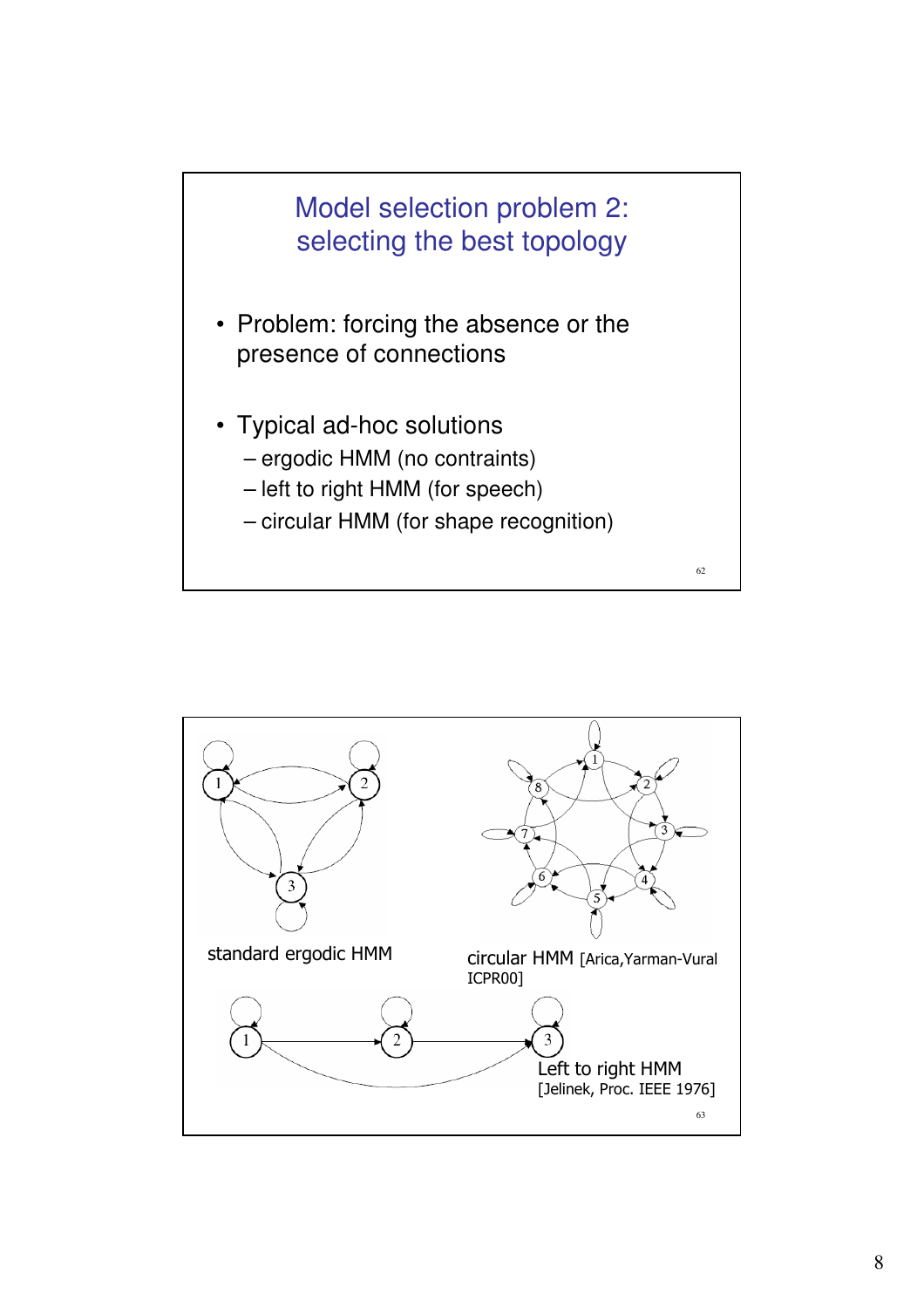## Model selection problem 2: selecting the best topology

- Problem: forcing the absence or the presence of connections
- Typical ad-hoc solutions
  - ergodic HMM (no contraints)
  - left to right HMM (for speech)
  - circular HMM (for shape recognition)

standard ergodic HMM

circular HMM [Arica,Yarman-Vural ICPR00]

Left to right HMM [Jelinek, Proc. IEEE 1976]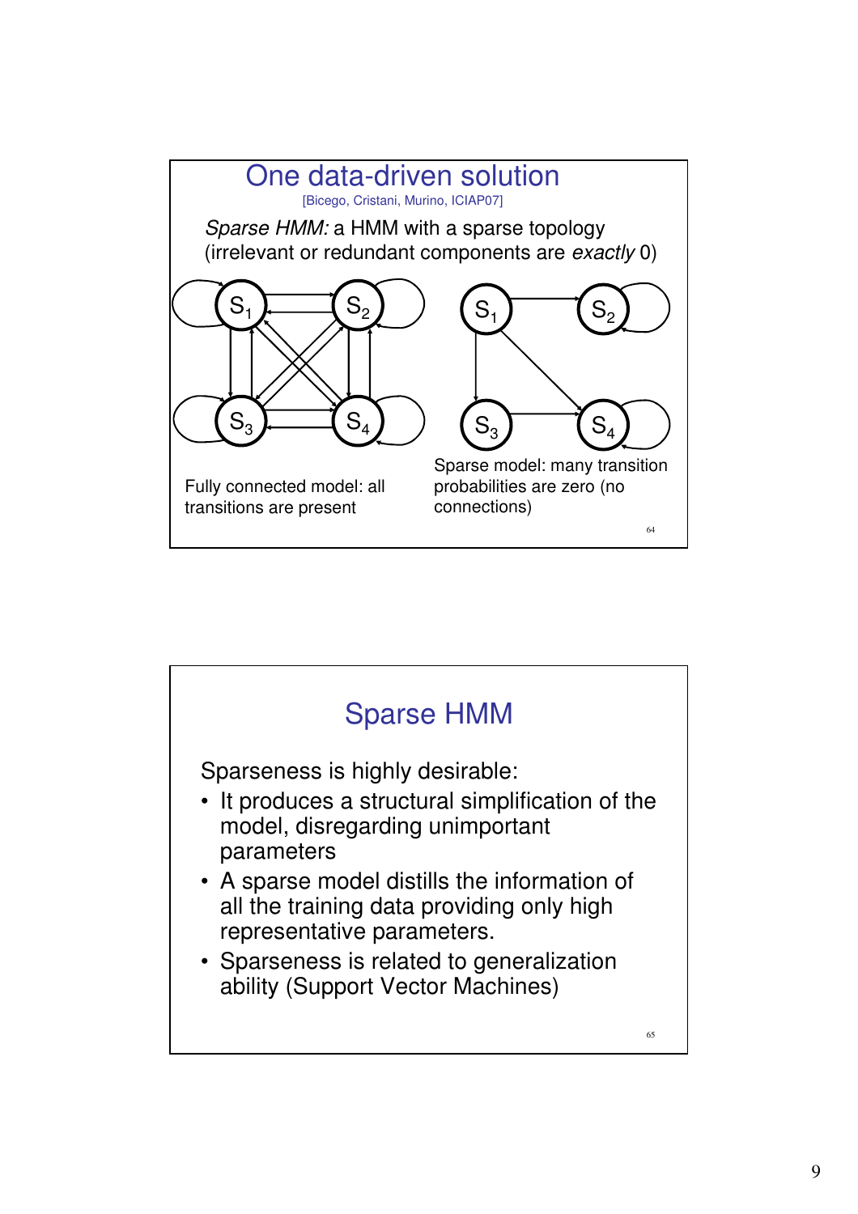## One data-driven solution

[Bicego, Cristani, Murino, ICIAP07]

*Sparse HMM:* a HMM with a sparse topology (irrelevant or redundant components are *exactly* 0)

$S_1$ $S_2$ $S_3$ $S_4$

Fully connected model: all transitions are present

$S_1$ $S_2$ $S_3$ $S_4$

Sparse model: many transition probabilities are zero (no connections)

## Sparse HMM

Sparseness is highly desirable:

- It produces a structural simplification of the model, disregarding unimportant parameters
- A sparse model distills the information of all the training data providing only high representative parameters.
- Sparseness is related to generalization ability (Support Vector Machines)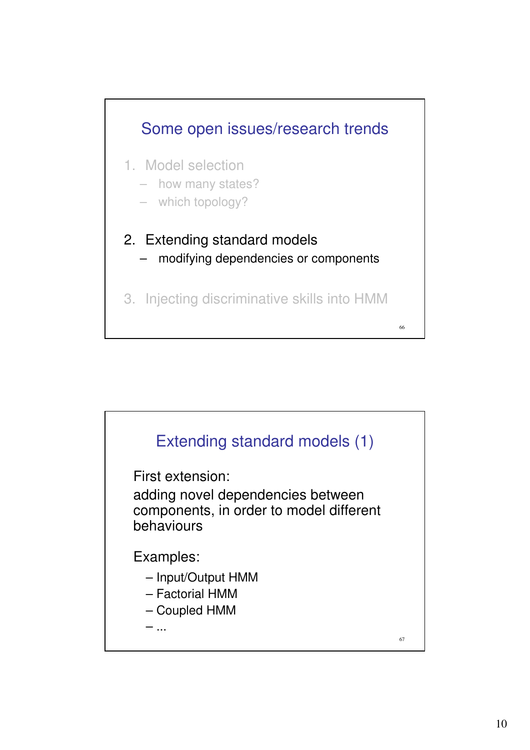## Some open issues/research trends

1. Model selection
   - how many states?
   - which topology?

2. Extending standard models
   - modifying dependencies or components

3. Injecting discriminative skills into HMM

## Extending standard models (1)

First extension:

adding novel dependencies between components, in order to model different behaviours

Examples:

- Input/Output HMM
- Factorial HMM
- Coupled HMM
- ...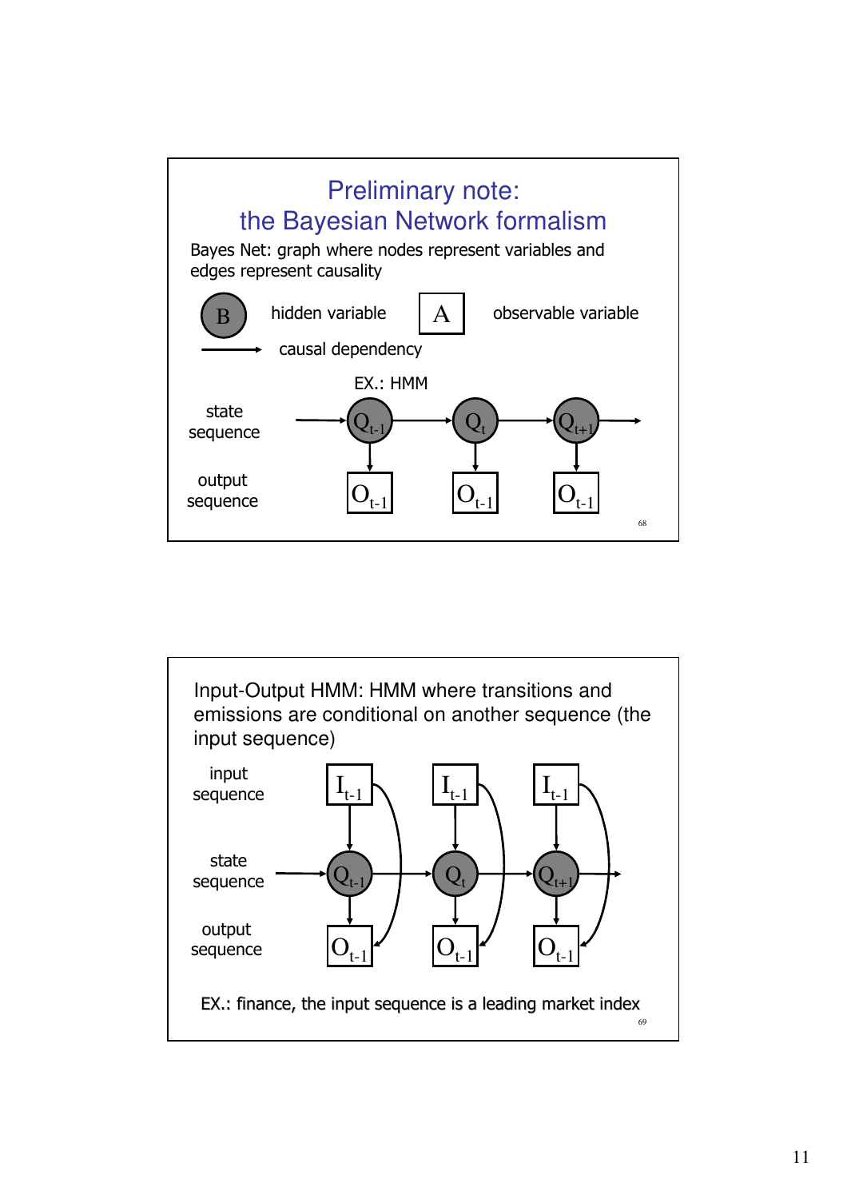## Preliminary note: the Bayesian Network formalism

Bayes Net: graph where nodes represent variables and edges represent causality

B — hidden variable

A — observable variable

→ causal dependency

EX.: HMM

state sequence: $Q_{t-1}$ → $Q_t$ → $Q_{t+1}$

output sequence: $O_{t-1}$, $O_{t-1}$, $O_{t-1}$

---

Input-Output HMM: HMM where transitions and emissions are conditional on another sequence (the input sequence)

input sequence: $I_{t-1}$, $I_{t-1}$, $I_{t-1}$

state sequence: $Q_{t-1}$ → $Q_t$ → $Q_{t+1}$

output sequence: $O_{t-1}$, $O_{t-1}$, $O_{t-1}$

EX.: finance, the input sequence is a leading market index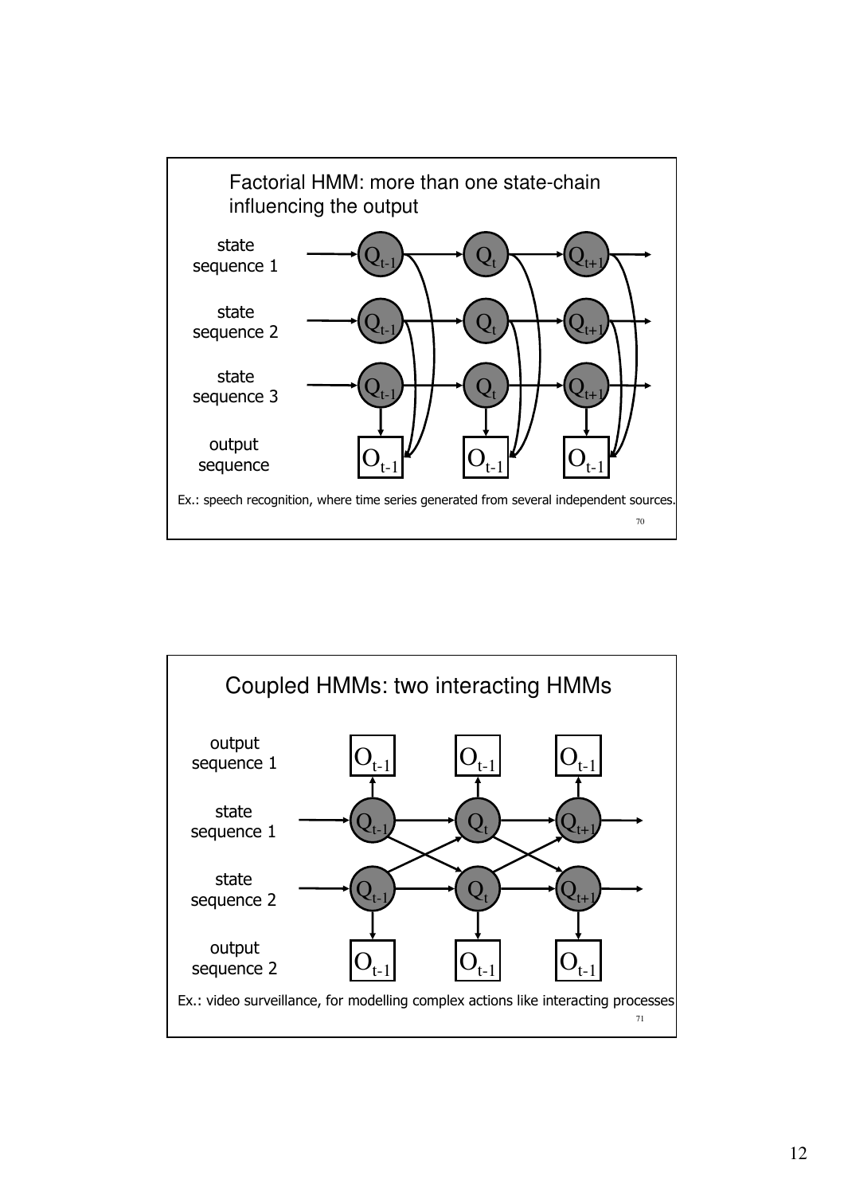## Factorial HMM: more than one state-chain influencing the output

state sequence 1: $Q_{t-1}$ → $Q_t$ → $Q_{t+1}$

state sequence 2: $Q_{t-1}$ → $Q_t$ → $Q_{t+1}$

state sequence 3: $Q_{t-1}$ → $Q_t$ → $Q_{t+1}$

output sequence: $O_{t-1}$ $O_{t-1}$ $O_{t-1}$

Ex.: speech recognition, where time series generated from several independent sources.

## Coupled HMMs: two interacting HMMs

output sequence 1: $O_{t-1}$ $O_{t-1}$ $O_{t-1}$

state sequence 1: $Q_{t-1}$ → $Q_t$ → $Q_{t+1}$

state sequence 2: $Q_{t-1}$ → $Q_t$ → $Q_{t+1}$

output sequence 2: $O_{t-1}$ $O_{t-1}$ $O_{t-1}$

Ex.: video surveillance, for modelling complex actions like interacting processes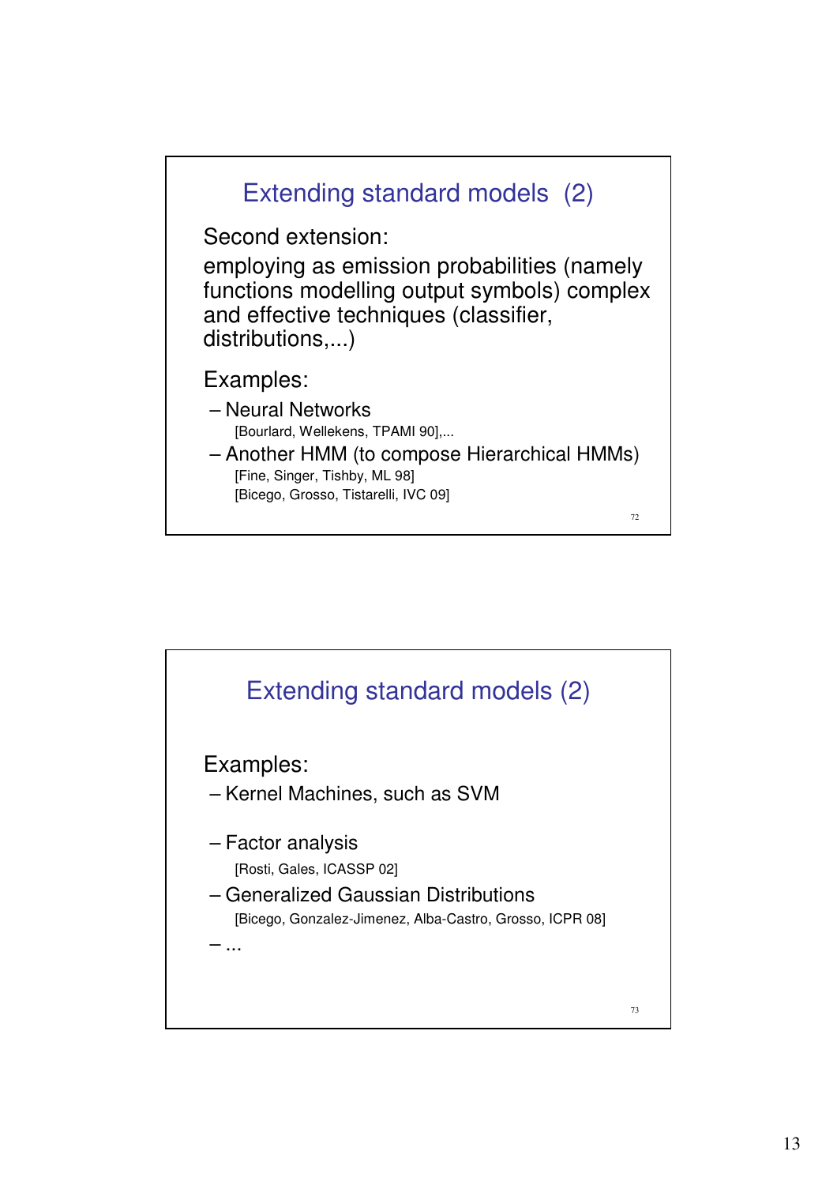## Extending standard models (2)

Second extension:

employing as emission probabilities (namely functions modelling output symbols) complex and effective techniques (classifier, distributions,...)

Examples:

- Neural Networks
  [Bourlard, Wellekens, TPAMI 90],...
- Another HMM (to compose Hierarchical HMMs)
  [Fine, Singer, Tishby, ML 98]
  [Bicego, Grosso, Tistarelli, IVC 09]

## Extending standard models (2)

Examples:

- Kernel Machines, such as SVM
- Factor analysis
  [Rosti, Gales, ICASSP 02]
- Generalized Gaussian Distributions
  [Bicego, Gonzalez-Jimenez, Alba-Castro, Grosso, ICPR 08]
- ...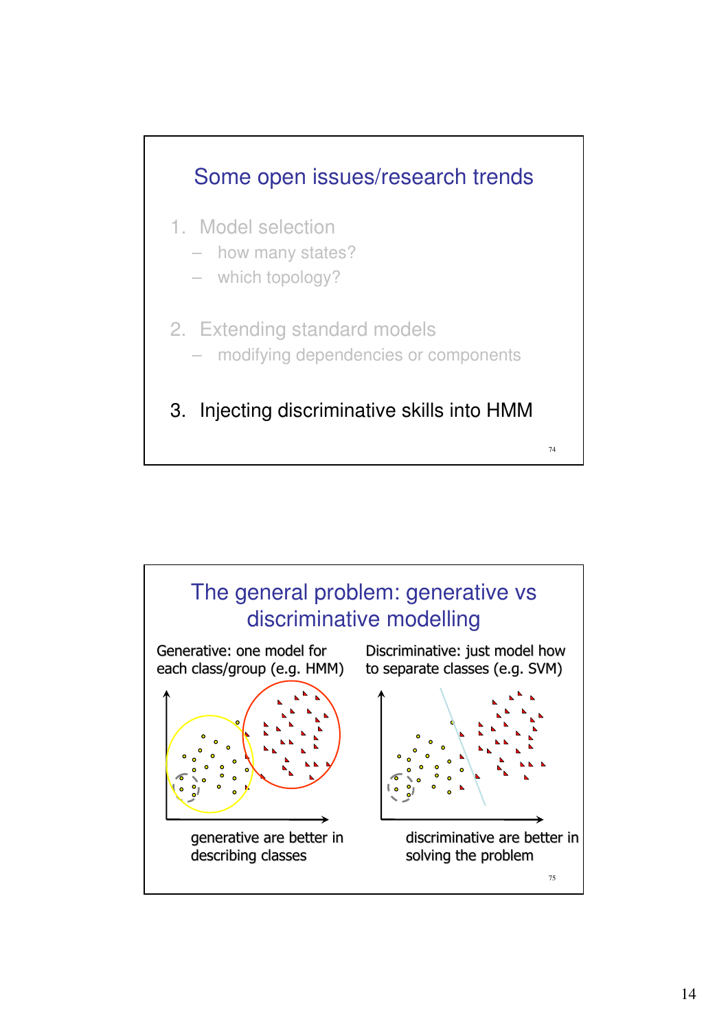## Some open issues/research trends

1. Model selection
   - how many states?
   - which topology?

2. Extending standard models
   - modifying dependencies or components

3. Injecting discriminative skills into HMM

## The general problem: generative vs discriminative modelling

Generative: one model for each class/group (e.g. HMM)

generative are better in describing classes

Discriminative: just model how to separate classes (e.g. SVM)

discriminative are better in solving the problem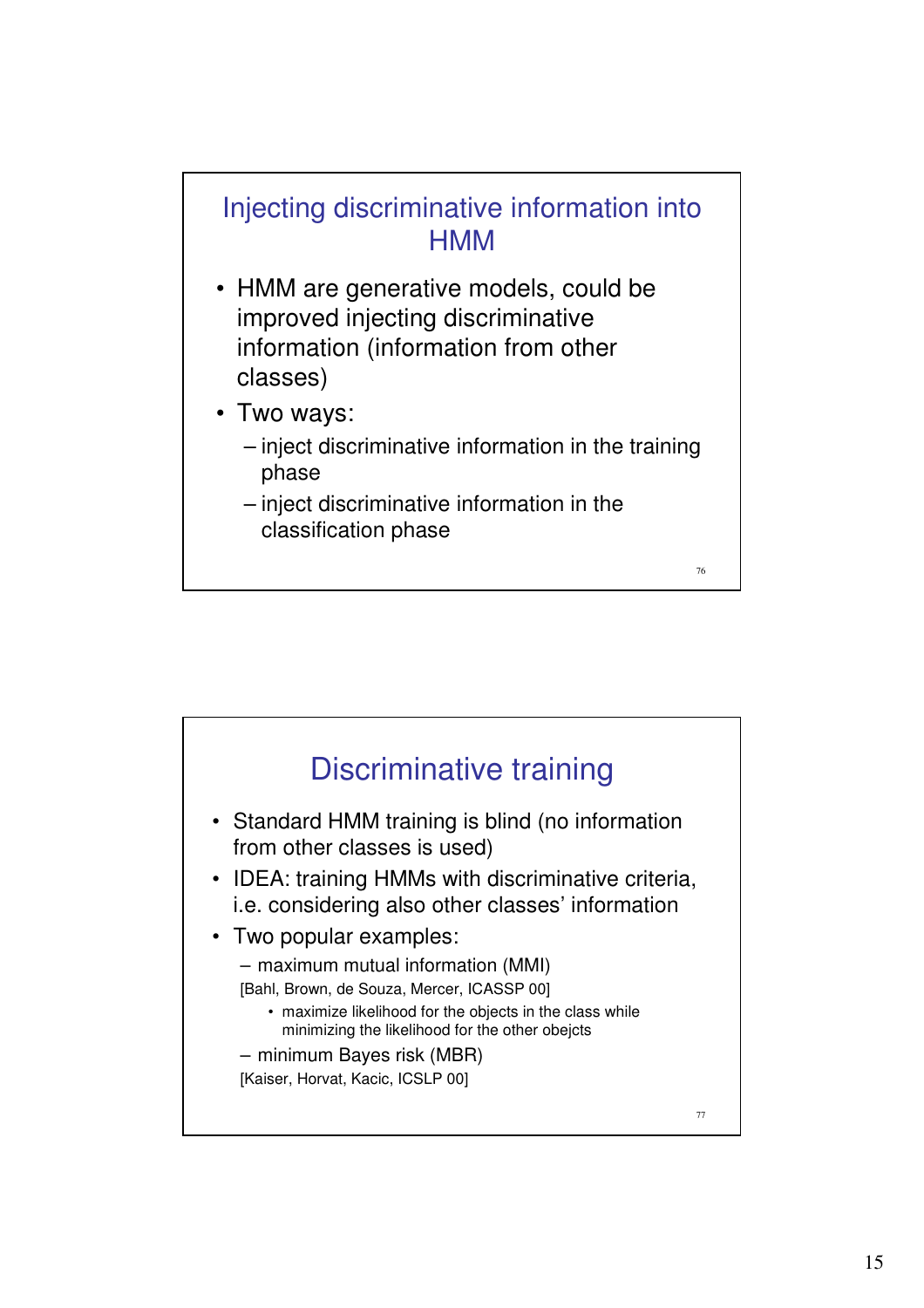## Injecting discriminative information into HMM

- HMM are generative models, could be improved injecting discriminative information (information from other classes)
- Two ways:
  - inject discriminative information in the training phase
  - inject discriminative information in the classification phase

## Discriminative training

- Standard HMM training is blind (no information from other classes is used)
- IDEA: training HMMs with discriminative criteria, i.e. considering also other classes' information
- Two popular examples:
  - maximum mutual information (MMI)
    [Bahl, Brown, de Souza, Mercer, ICASSP 00]
    - maximize likelihood for the objects in the class while minimizing the likelihood for the other obejcts
  - minimum Bayes risk (MBR)
    [Kaiser, Horvat, Kacic, ICSLP 00]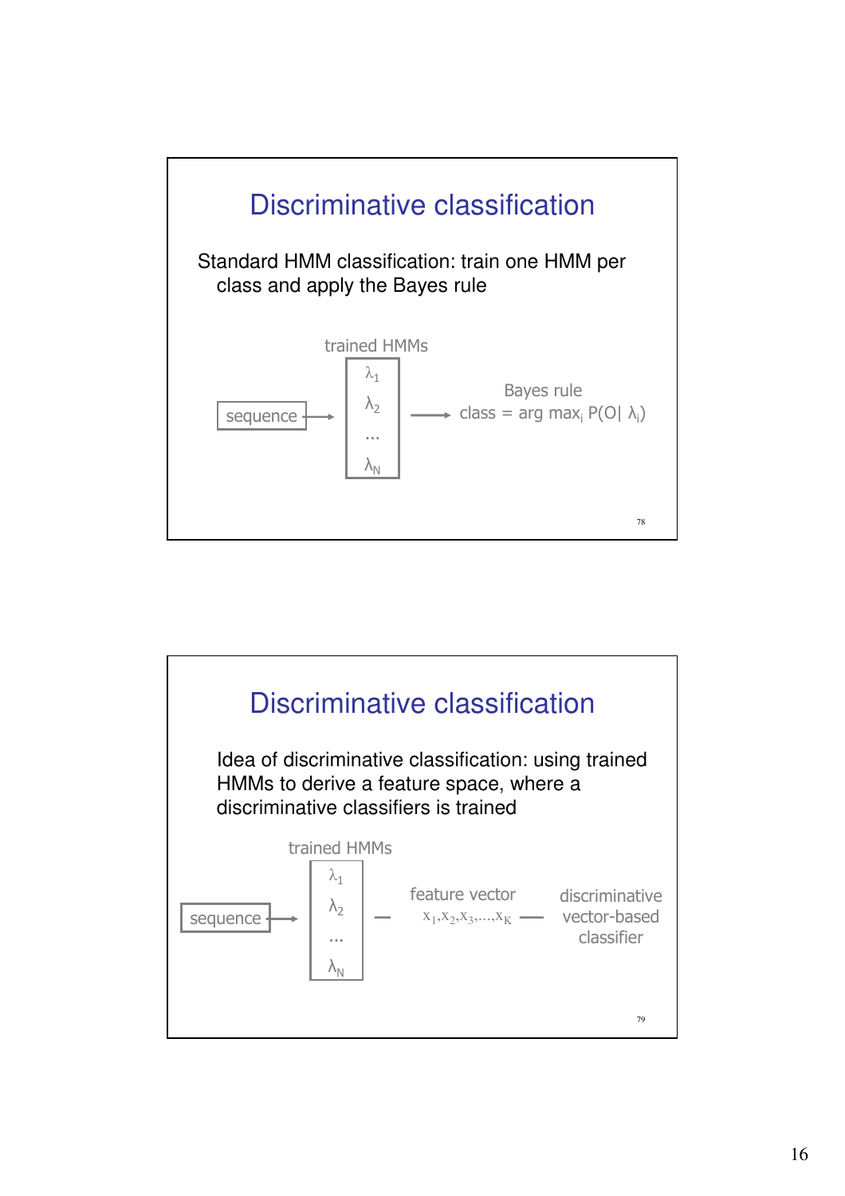## Discriminative classification

Standard HMM classification: train one HMM per class and apply the Bayes rule

trained HMMs

sequence → $\lambda_1$, $\lambda_2$, …, $\lambda_N$ → Bayes rule class = arg $\max_i$ P(O| $\lambda_i$)

## Discriminative classification

Idea of discriminative classification: using trained HMMs to derive a feature space, where a discriminative classifiers is trained

trained HMMs

sequence → $\lambda_1$, $\lambda_2$, …, $\lambda_N$ — feature vector $x_1, x_2, x_3, \ldots, x_K$ — discriminative vector-based classifier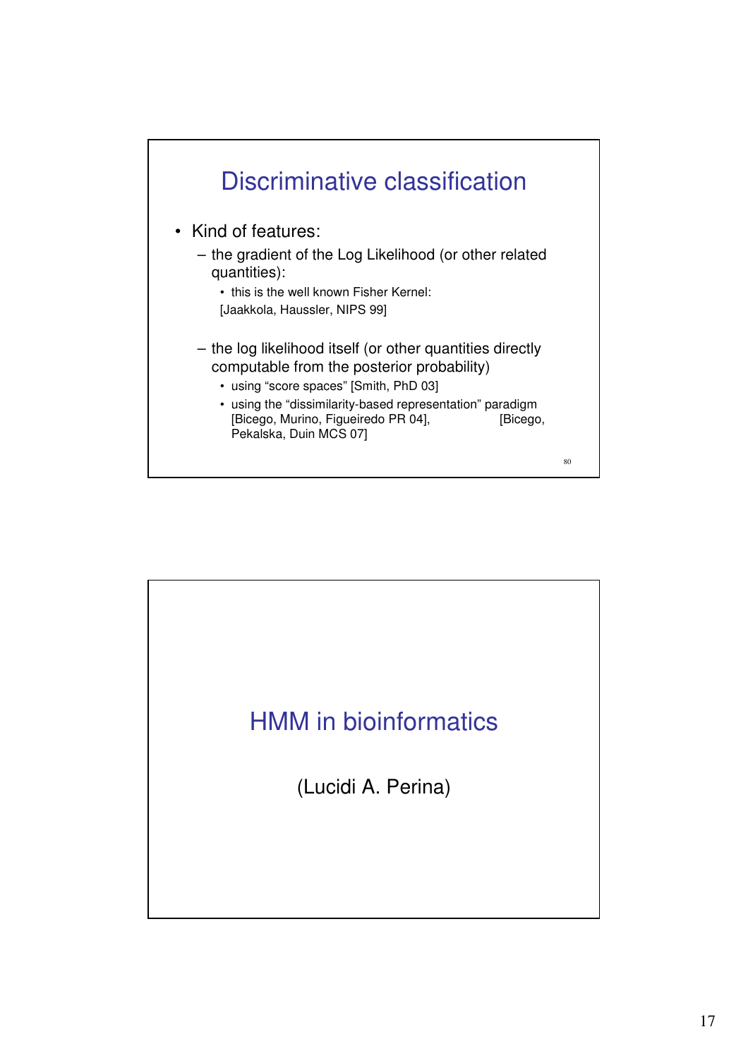# Discriminative classification

- Kind of features:
  - the gradient of the Log Likelihood (or other related quantities):
    - this is the well known Fisher Kernel: [Jaakkola, Haussler, NIPS 99]
  - the log likelihood itself (or other quantities directly computable from the posterior probability)
    - using "score spaces" [Smith, PhD 03]
    - using the "dissimilarity-based representation" paradigm [Bicego, Murino, Figueiredo PR 04], [Bicego, Pekalska, Duin MCS 07]

# HMM in bioinformatics

(Lucidi A. Perina)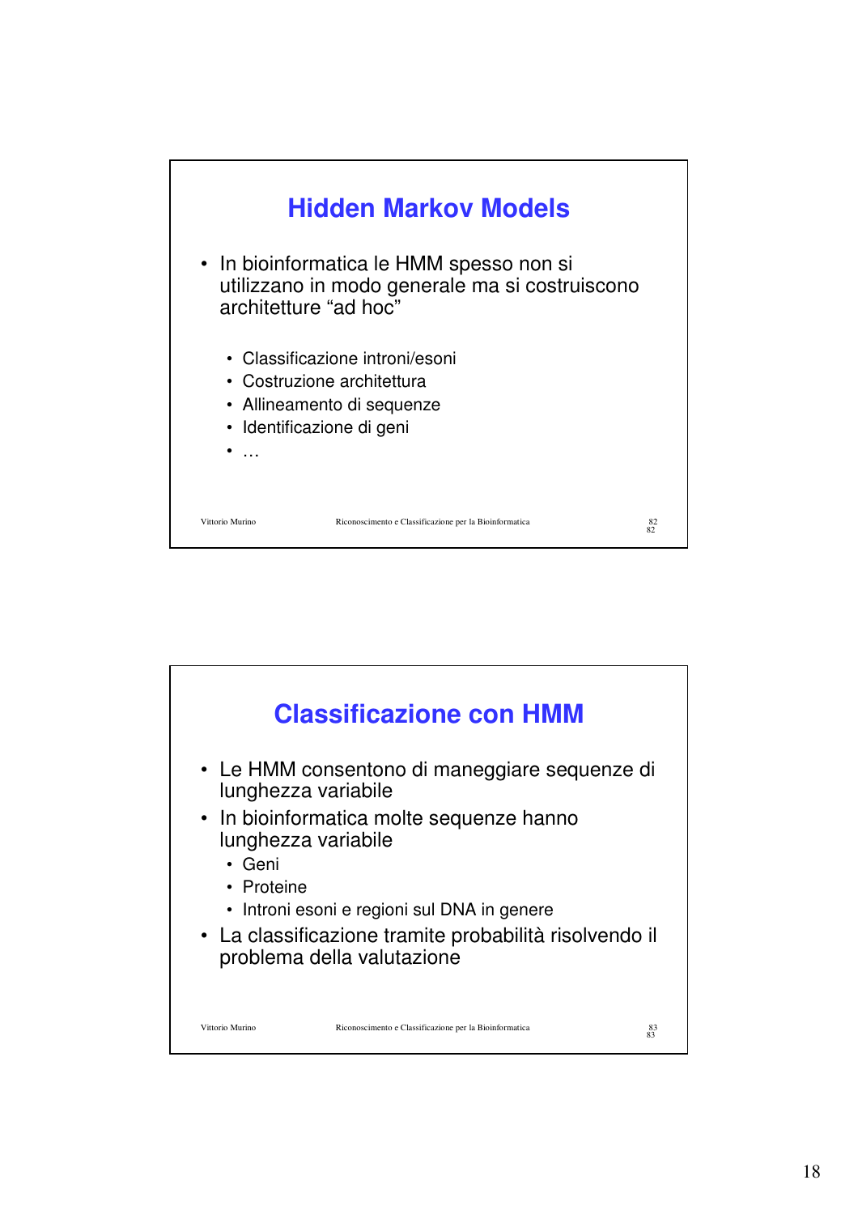## Hidden Markov Models

- In bioinformatica le HMM spesso non si utilizzano in modo generale ma si costruiscono architetture “ad hoc”
  - Classificazione introni/esoni
  - Costruzione architettura
  - Allineamento di sequenze
  - Identificazione di geni
  - …

## Classificazione con HMM

- Le HMM consentono di maneggiare sequenze di lunghezza variabile
- In bioinformatica molte sequenze hanno lunghezza variabile
  - Geni
  - Proteine
  - Introni esoni e regioni sul DNA in genere
- La classificazione tramite probabilità risolvendo il problema della valutazione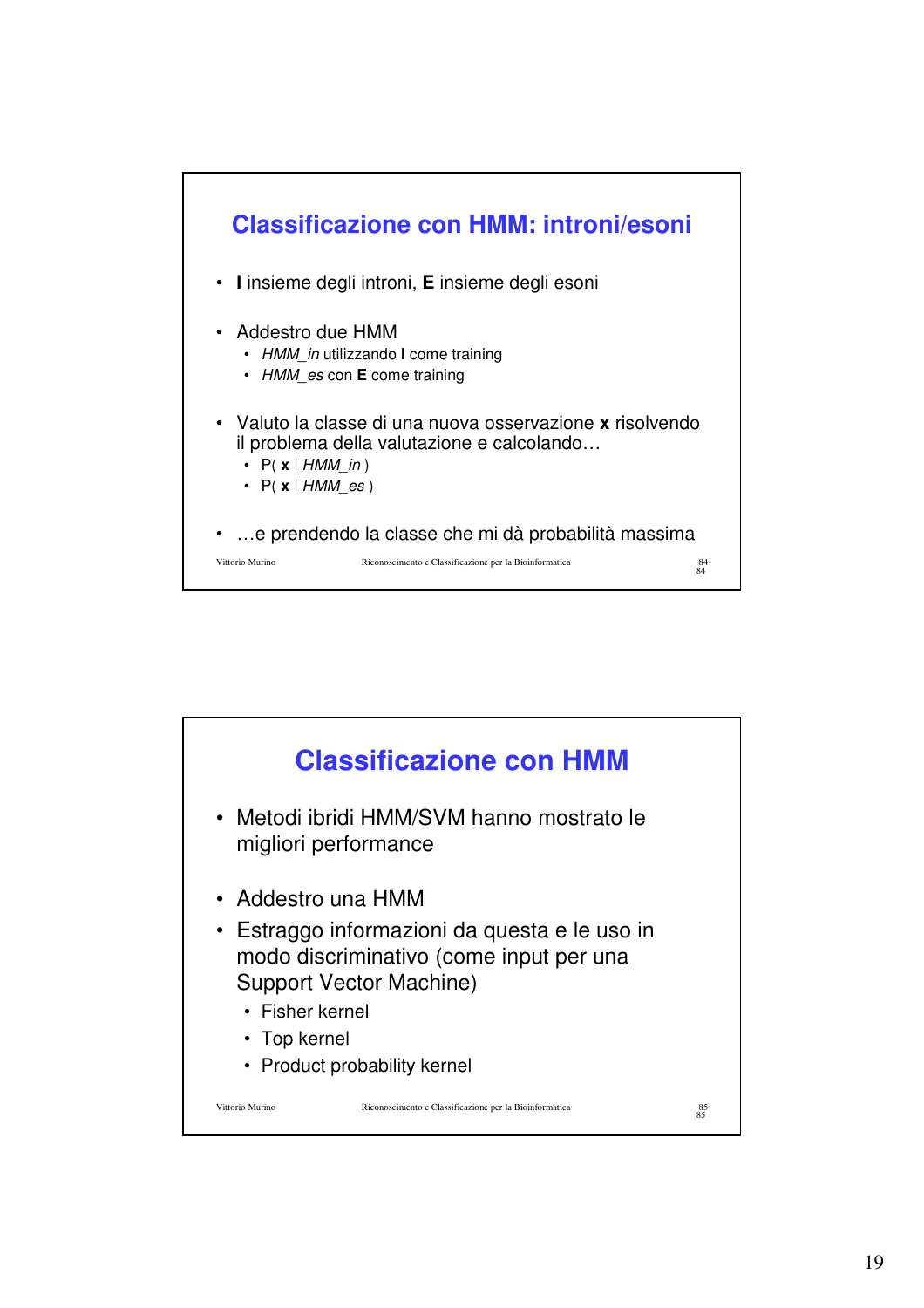## Classificazione con HMM: introni/esoni

- **I** insieme degli introni, **E** insieme degli esoni
- Addestro due HMM
  - *HMM_in* utilizzando **I** come training
  - *HMM_es* con **E** come training
- Valuto la classe di una nuova osservazione **x** risolvendo il problema della valutazione e calcolando…
  - P( **x** | *HMM_in* )
  - P( **x** | *HMM_es* )
- …e prendendo la classe che mi dà probabilità massima

## Classificazione con HMM

- Metodi ibridi HMM/SVM hanno mostrato le migliori performance
- Addestro una HMM
- Estraggo informazioni da questa e le uso in modo discriminativo (come input per una Support Vector Machine)
  - Fisher kernel
  - Top kernel
  - Product probability kernel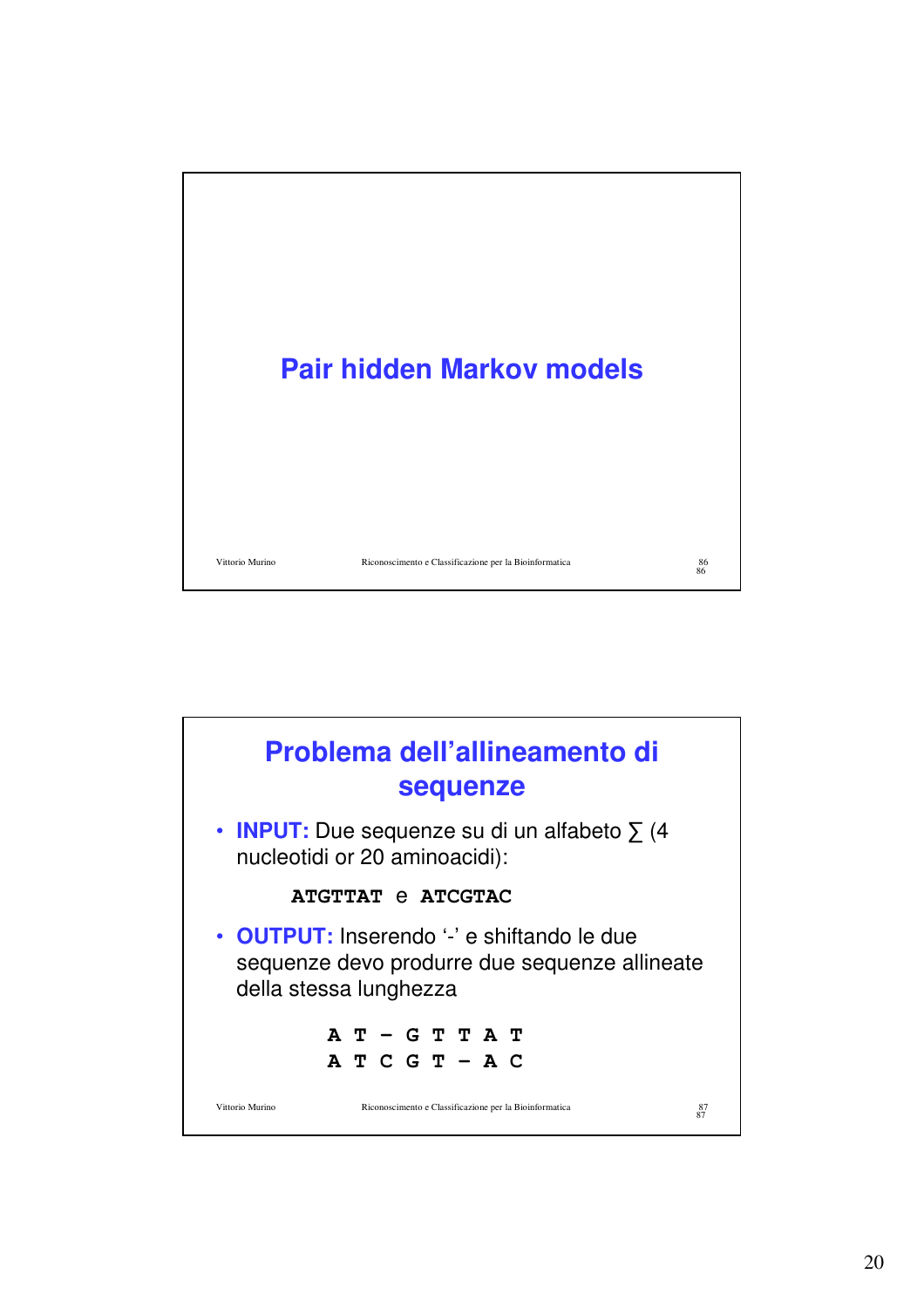# Pair hidden Markov models

## Problema dell'allineamento di sequenze

- **INPUT:** Due sequenze su di un alfabeto ∑ (4 nucleotidi or 20 aminoacidi):

  **ATGTTAT** e **ATCGTAC**

- **OUTPUT:** Inserendo '-' e shiftando le due sequenze devo produrre due sequenze allineate della stessa lunghezza

```
A T - G T T A T
A T C G T - A C
```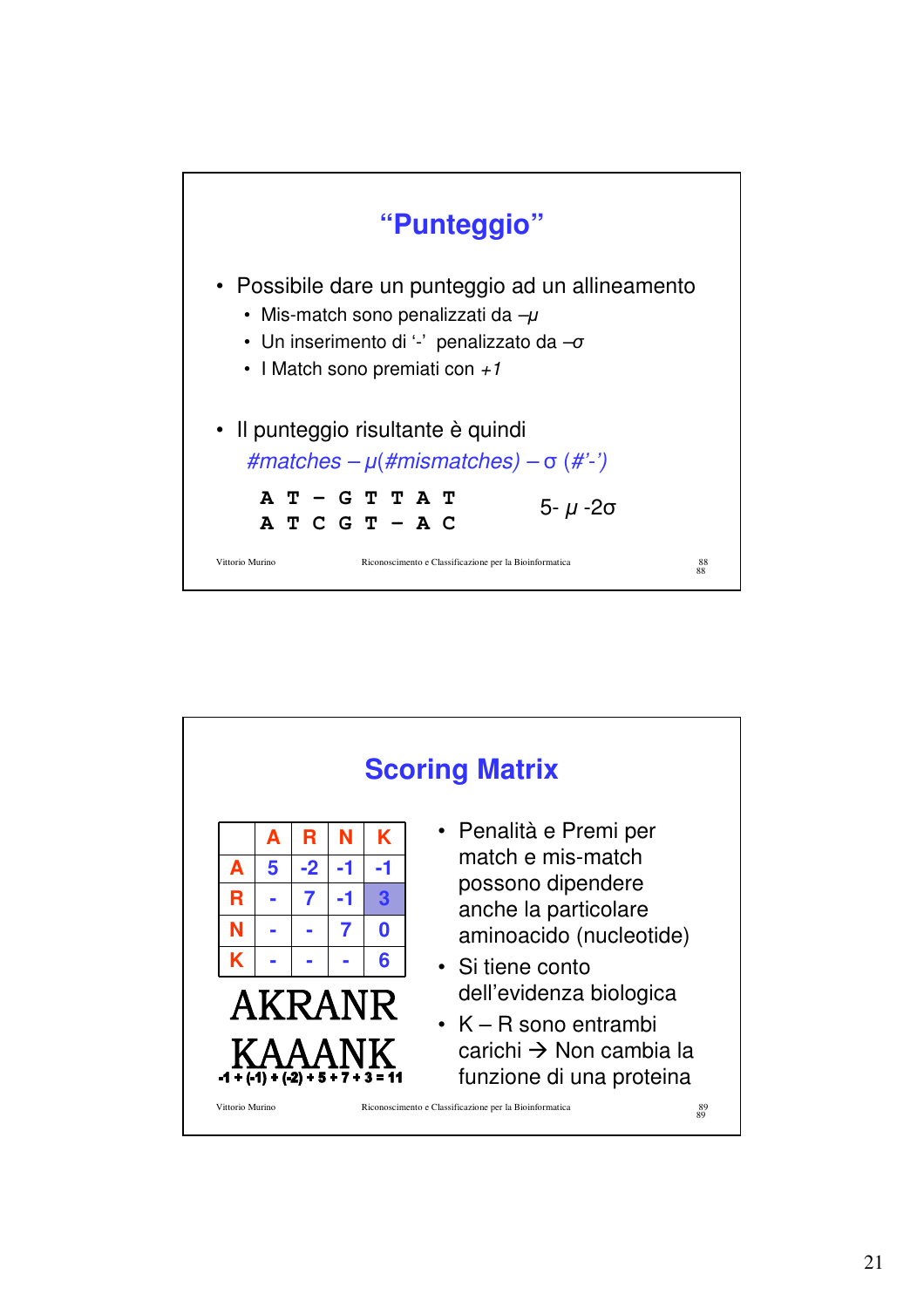## "Punteggio"

- Possibile dare un punteggio ad un allineamento
  - Mis-match sono penalizzati da $-\mu$
  - Un inserimento di '-' penalizzato da $-\sigma$
  - I Match sono premiati con *+1*
- Il punteggio risultante è quindi

  *#matches* $- \mu$*(#mismatches)* $- \sigma$ *(#'-')*

```
A T - G T T A T
A T C G T - A C
```

$5 - \mu - 2\sigma$

## Scoring Matrix

|   | A | R | N | K |
|---|---|---|---|---|
| **A** | 5 | -2 | -1 | -1 |
| **R** | - | 7 | -1 | 3 |
| **N** | - | - | 7 | 0 |
| **K** | - | - | - | 6 |

```
AKRANR
KAAANK
```

-1 + (-1) + (-2) + 5 + 7 + 3 = 11

- Penalità e Premi per match e mis-match possono dipendere anche la particolare aminoacido (nucleotide)
- Si tiene conto dell'evidenza biologica
- K – R sono entrambi carichi → Non cambia la funzione di una proteina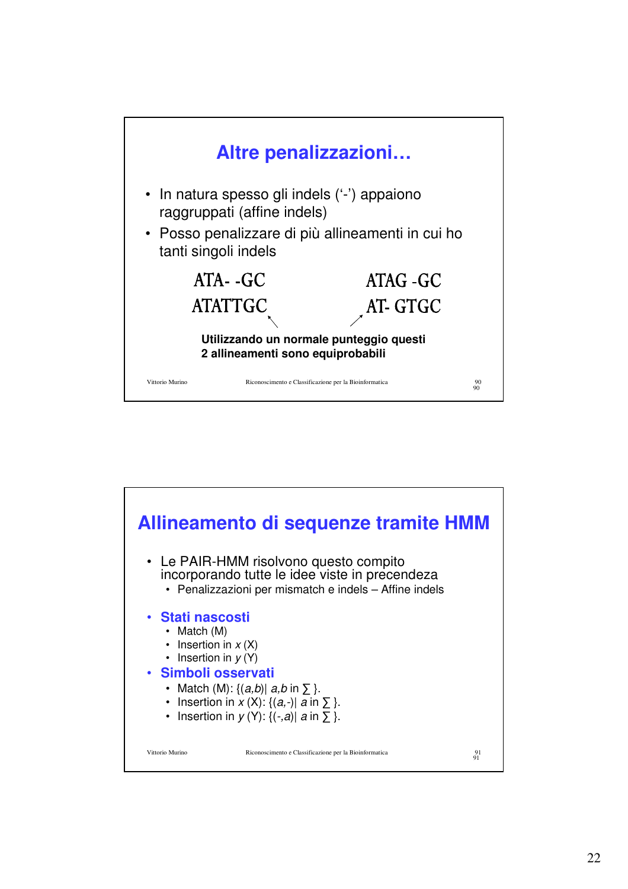## Altre penalizzazioni…

- In natura spesso gli indels ('-') appaiono raggruppati (affine indels)
- Posso penalizzare di più allineamenti in cui ho tanti singoli indels

```
ATA- -GC          ATAG -GC
ATATTGC           AT- GTGC
```

**Utilizzando un normale punteggio questi 2 allineamenti sono equiprobabili**

## Allineamento di sequenze tramite HMM

- Le PAIR-HMM risolvono questo compito incorporando tutte le idee viste in precendeza
  - Penalizzazioni per mismatch e indels – Affine indels
- **Stati nascosti**
  - Match (M)
  - Insertion in *x* (X)
  - Insertion in *y* (Y)
- **Simboli osservati**
  - Match (M): $\{(a,b) | a,b \text{ in } \sum\}$.
  - Insertion in *x* (X): $\{(a,-) | a \text{ in } \sum\}$.
  - Insertion in *y* (Y): $\{(-,a) | a \text{ in } \sum\}$.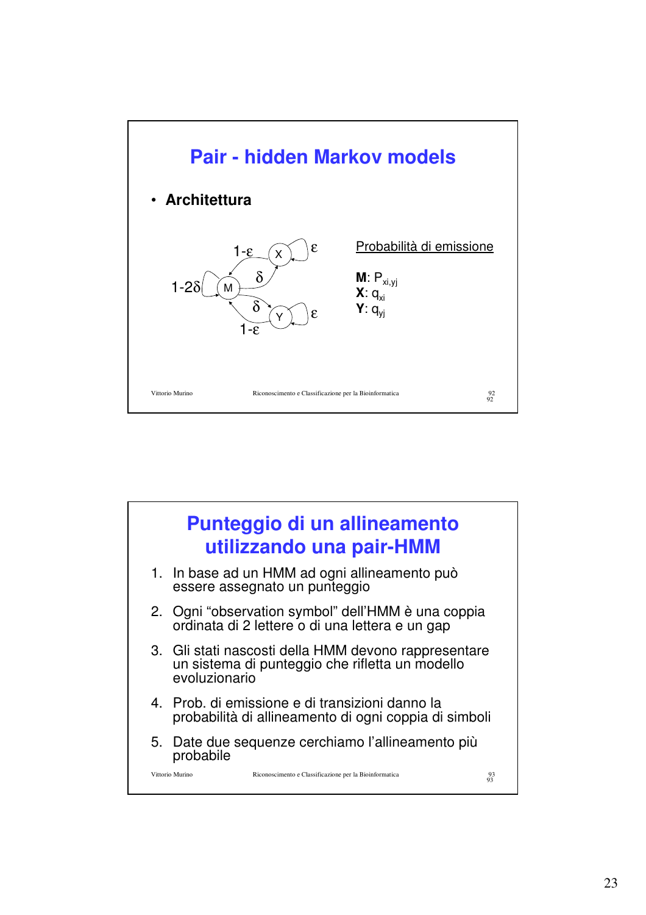# Pair - hidden Markov models

- **Architettura**

<u>Probabilità di emissione</u>

**M**: $P_{xi,yj}$
**X**: $q_{xi}$
**Y**: $q_{yj}$

# Punteggio di un allineamento utilizzando una pair-HMM

1. In base ad un HMM ad ogni allineamento può essere assegnato un punteggio
2. Ogni "observation symbol" dell'HMM è una coppia ordinata di 2 lettere o di una lettera e un gap
3. Gli stati nascosti della HMM devono rappresentare un sistema di punteggio che rifletta un modello evoluzionario
4. Prob. di emissione e di transizioni danno la probabilità di allineamento di ogni coppia di simboli
5. Date due sequenze cerchiamo l'allineamento più probabile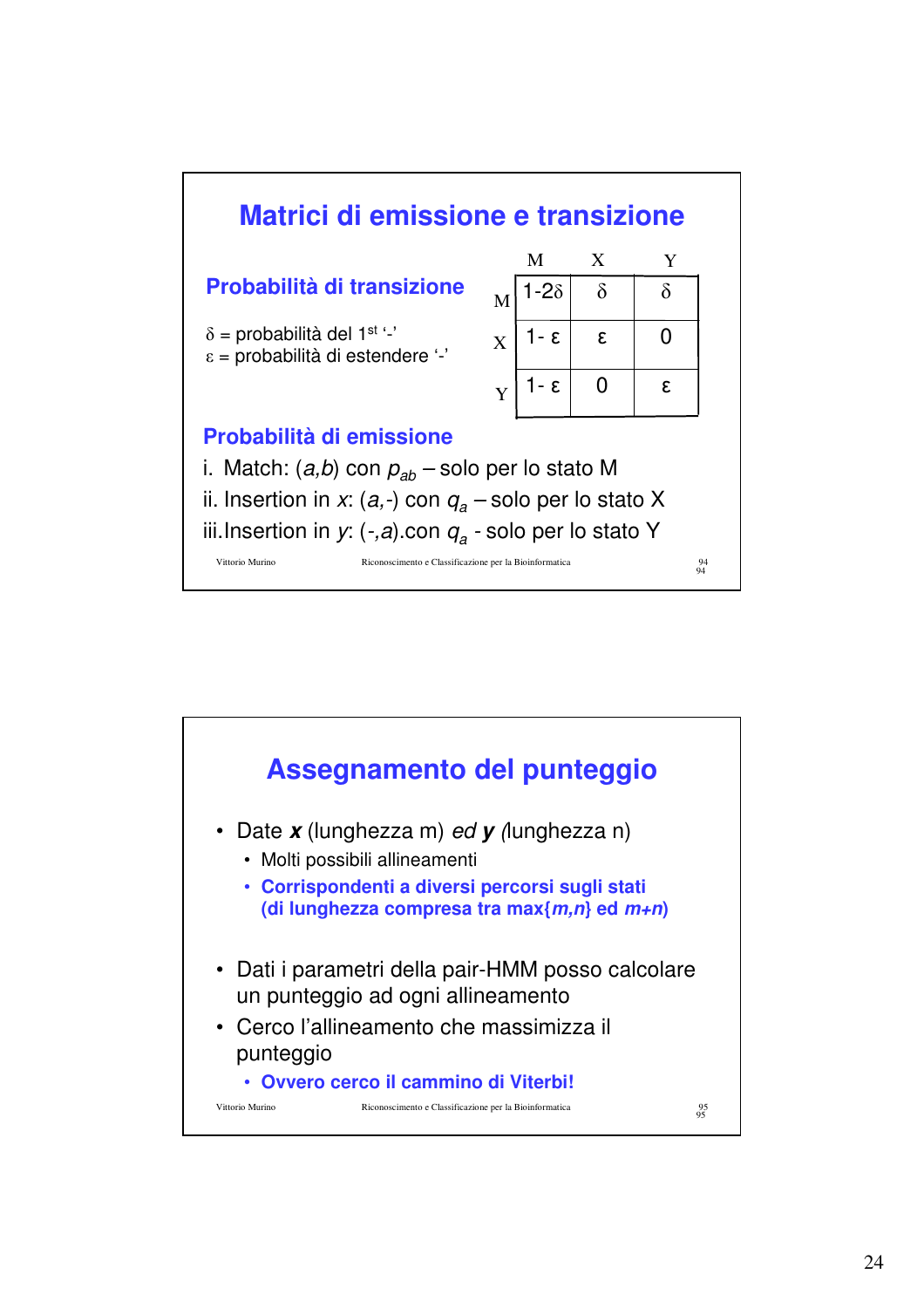## Matrici di emissione e transizione

### Probabilità di transizione

$\delta$ = probabilità del 1st '-'
$\varepsilon$ = probabilità di estendere '-'

| | M | X | Y |
|---|---|---|---|
| M | $1-2\delta$ | $\delta$ | $\delta$ |
| X | $1-\varepsilon$ | $\varepsilon$ | 0 |
| Y | $1-\varepsilon$ | 0 | $\varepsilon$ |

### Probabilità di emissione

i. Match: $(a,b)$ con $p_{ab}$ – solo per lo stato M
ii. Insertion in $x$: $(a,-)$ con $q_a$ – solo per lo stato X
iii. Insertion in $y$: $(-,a)$.con $q_a$ - solo per lo stato Y

## Assegnamento del punteggio

- Date ***x*** (lunghezza m) *ed* ***y*** (lunghezza n)
  - Molti possibili allineamenti
  - **Corrispondenti a diversi percorsi sugli stati (di lunghezza compresa tra max{*m,n*} ed *m+n*)**
- Dati i parametri della pair-HMM posso calcolare un punteggio ad ogni allineamento
- Cerco l'allineamento che massimizza il punteggio
  - **Ovvero cerco il cammino di Viterbi!**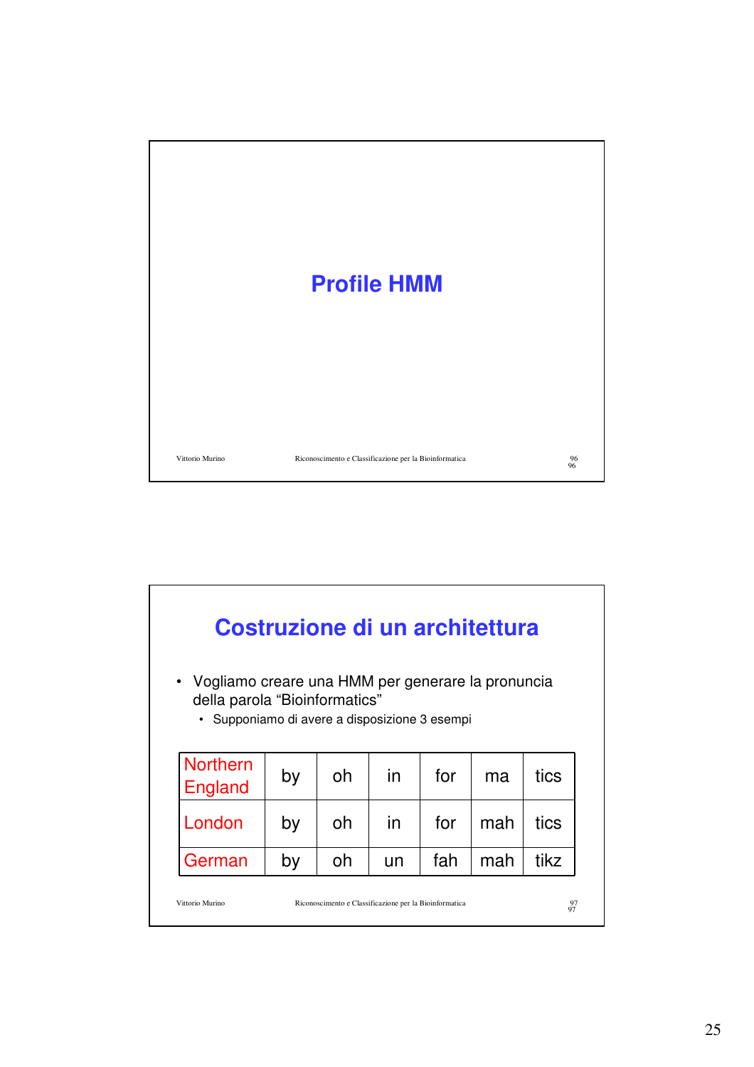# Profile HMM

## Costruzione di un architettura

- Vogliamo creare una HMM per generare la pronuncia della parola "Bioinformatics"
  - Supponiamo di avere a disposizione 3 esempi

| | | | | | | |
|---|---|---|---|---|---|---|
| Northern England | by | oh | in | for | ma | tics |
| London | by | oh | in | for | mah | tics |
| German | by | oh | un | fah | mah | tikz |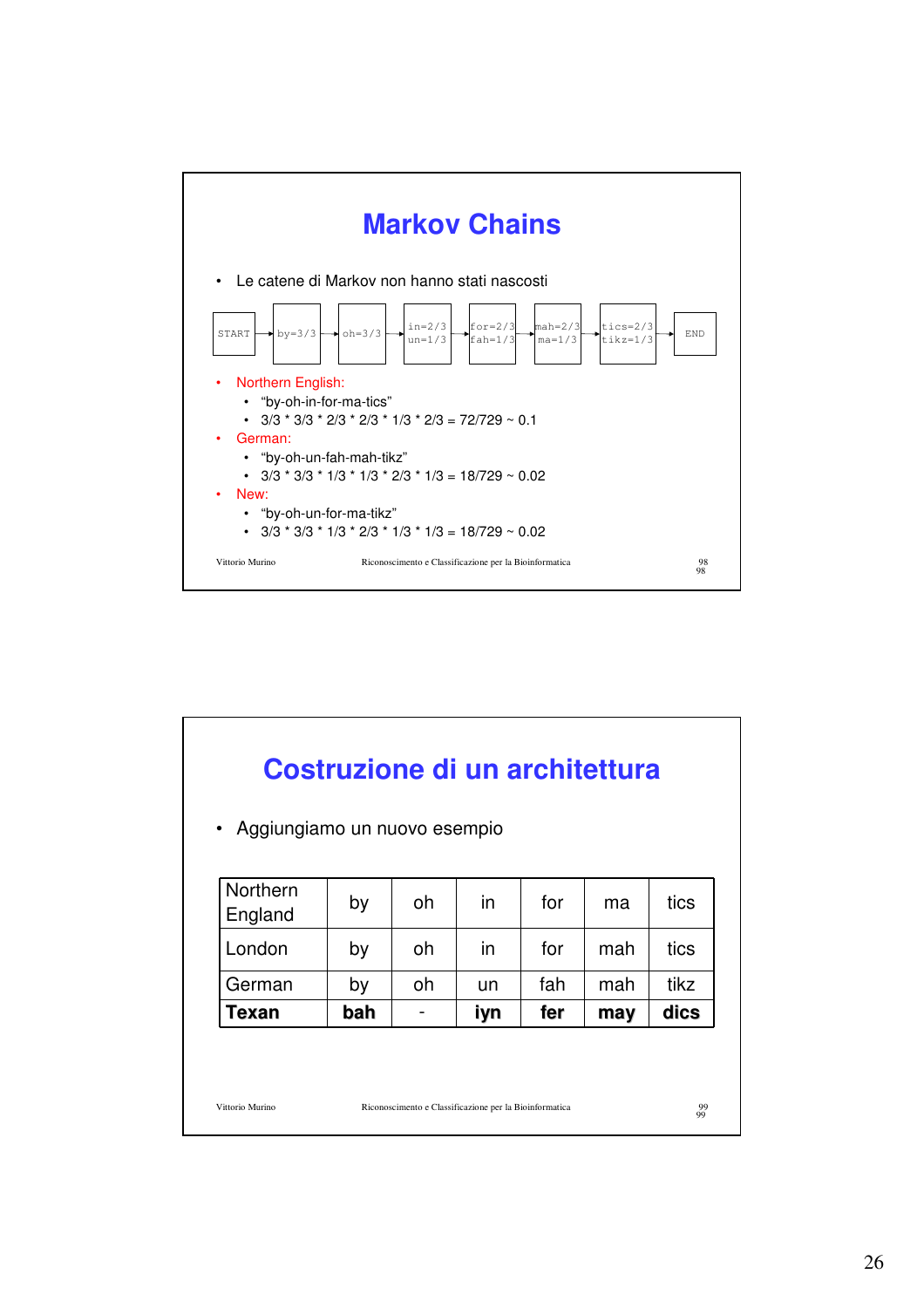# Markov Chains

- Le catene di Markov non hanno stati nascosti

START → by=3/3 → oh=3/3 → in=2/3, un=1/3 → for=2/3, fah=1/3 → mah=2/3, ma=1/3 → tics=2/3, tikz=1/3 → END

- Northern English:
  - "by-oh-in-for-ma-tics"
  - 3/3 * 3/3 * 2/3 * 2/3 * 1/3 * 2/3 = 72/729 ~ 0.1
- German:
  - "by-oh-un-fah-mah-tikz"
  - 3/3 * 3/3 * 1/3 * 1/3 * 2/3 * 1/3 = 18/729 ~ 0.02
- New:
  - "by-oh-un-for-ma-tikz"
  - 3/3 * 3/3 * 1/3 * 2/3 * 1/3 * 1/3 = 18/729 ~ 0.02

# Costruzione di un architettura

- Aggiungiamo un nuovo esempio

| | | | | | | |
|---|---|---|---|---|---|---|
| Northern England | by | oh | in | for | ma | tics |
| London | by | oh | in | for | mah | tics |
| German | by | oh | un | fah | mah | tikz |
| **Texan** | **bah** | - | **iyn** | **fer** | **may** | **dics** |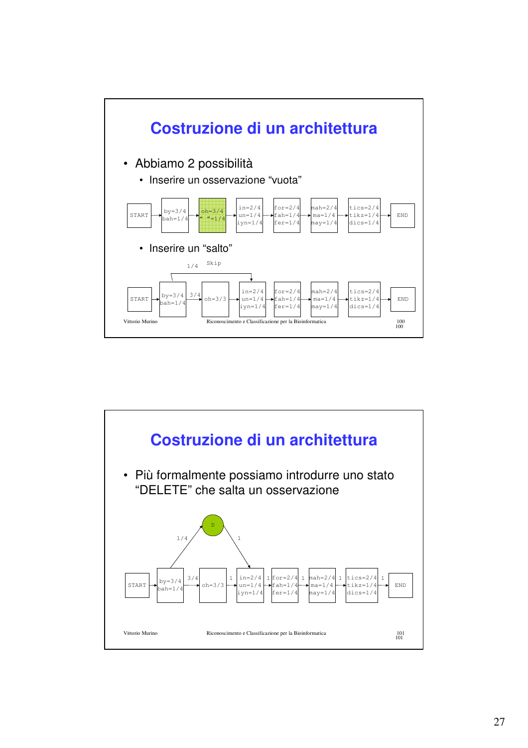# Costruzione di un architettura

- Abbiamo 2 possibilità
  - Inserire un osservazione “vuota”

START → [by=3/4, bah=1/4] → [oh=3/4, " "=1/4] → [in=2/4, un=1/4, iyn=1/4] → [for=2/4, fah=1/4, fer=1/4] → [mah=2/4, ma=1/4, may=1/4] → [tics=2/4, tikz=1/4, dics=1/4] → END

  - Inserire un “salto”

START → [by=3/4, bah=1/4] —3/4→ [oh=3/3] → [in=2/4, un=1/4, iyn=1/4] → [for=2/4, fah=1/4, fer=1/4] → [mah=2/4, ma=1/4, may=1/4] → [tics=2/4, tikz=1/4, dics=1/4] → END

Skip: [by=3/4, bah=1/4] —1/4→ [in=2/4, un=1/4, iyn=1/4]

# Costruzione di un architettura

- Più formalmente possiamo introdurre uno stato “DELETE” che salta un osservazione

START → [by=3/4, bah=1/4] —3/4→ [oh=3/3] —1→ [in=2/4, un=1/4, iyn=1/4] —1→ [for=2/4, fah=1/4, fer=1/4] —1→ [mah=2/4, ma=1/4, may=1/4] —1→ [tics=2/4, tikz=1/4, dics=1/4] —1→ END

[by=3/4, bah=1/4] —1/4→ D —1→ [in=2/4, un=1/4, iyn=1/4]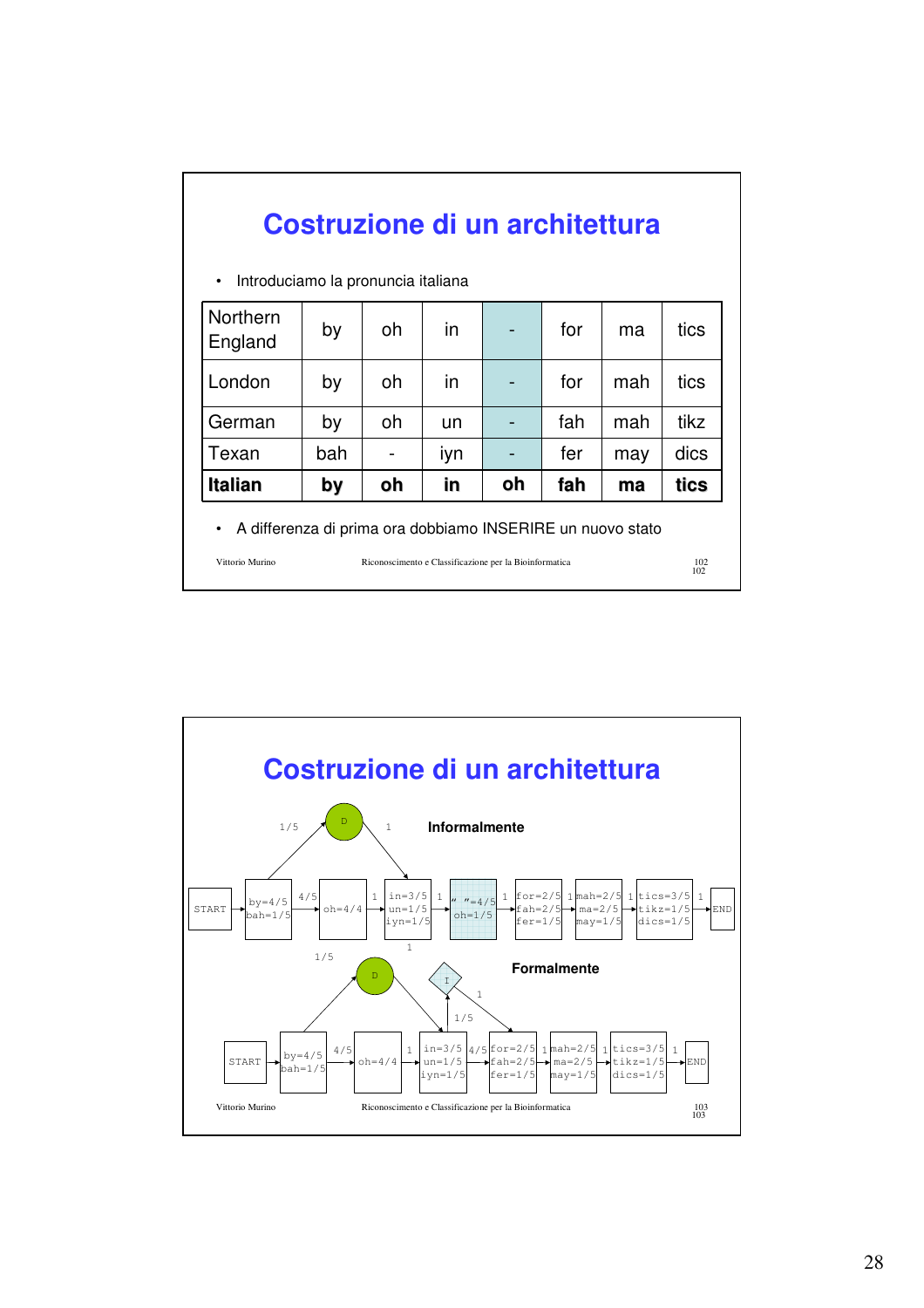# Costruzione di un architettura

- Introduciamo la pronuncia italiana

| | | | | | | | |
|---|---|---|---|---|---|---|---|
| Northern England | by | oh | in | - | for | ma | tics |
| London | by | oh | in | - | for | mah | tics |
| German | by | oh | un | - | fah | mah | tikz |
| Texan | bah | - | iyn | - | fer | may | dics |
| **Italian** | **by** | **oh** | **in** | **oh** | **fah** | **ma** | **tics** |

- A differenza di prima ora dobbiamo INSERIRE un nuovo stato

# Costruzione di un architettura

**Informalmente**

START → [by=4/5, bah=1/5] →(4/5) [oh=4/4] →(1) [in=3/5, un=1/5, iyn=1/5] →(1) ["  "=4/5, oh=1/5] →(1) [for=2/5, fah=2/5, fer=1/5] →(1) [mah=2/5, ma=2/5, may=1/5] →(1) [tics=3/5, tikz=1/5, dics=1/5] →(1) END

[by] →(1/5) D →(1) [in]

**Formalmente**

START → [by=4/5, bah=1/5] →(4/5) [oh=4/4] →(1) [in=3/5, un=1/5, iyn=1/5] →(4/5) [for=2/5, fah=2/5, fer=1/5] →(1) [mah=2/5, ma=2/5, may=1/5] →(1) [tics=3/5, tikz=1/5, dics=1/5] →(1) END

[by] →(1/5) D →(1) [in]

[in] →(1/5) I →(1) [for]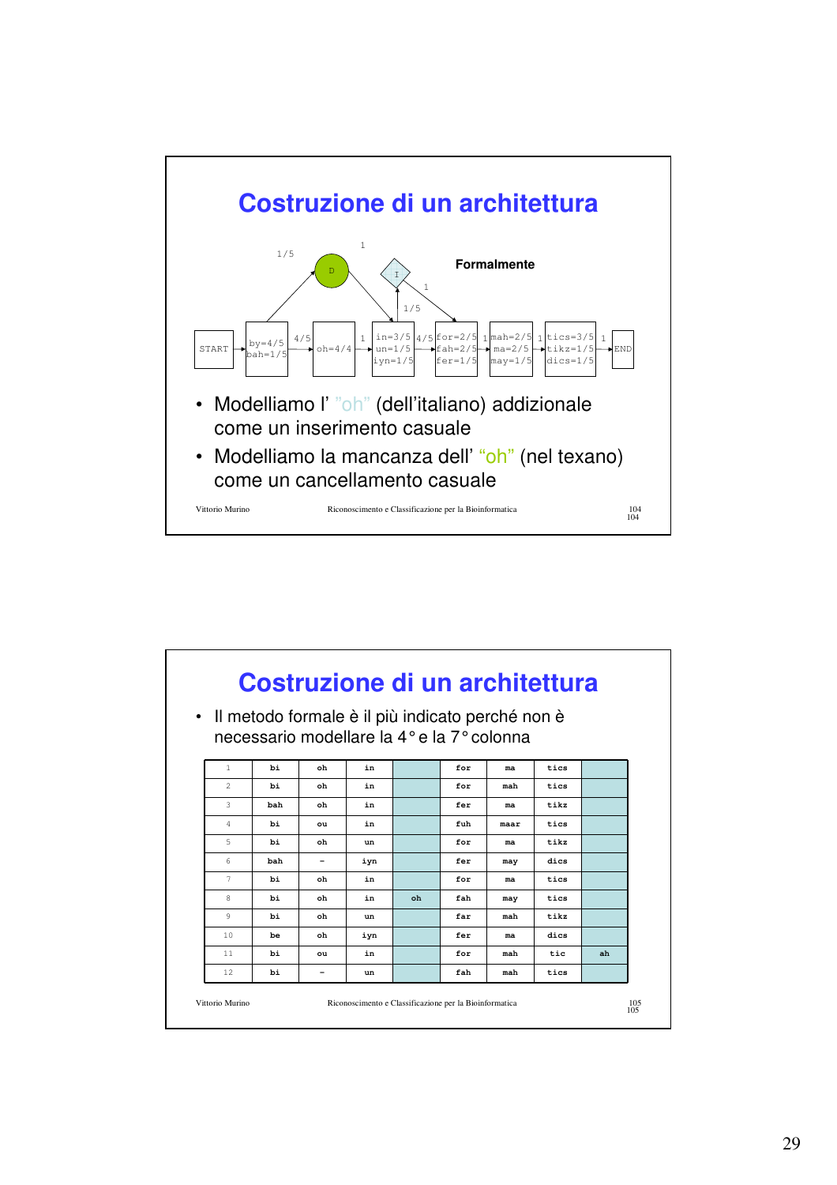# Costruzione di un architettura

1/5 · 1 · D · I · **Formalmente** · 1 · 1/5

START → by=4/5, bah=1/5 → 4/5 → oh=4/4 → 1 → in=3/5, un=1/5, iyn=1/5 → 4/5 → for=2/5, fah=2/5, fer=1/5 → 1 → mah=2/5, ma=2/5, may=1/5 → 1 → tics=3/5, tikz=1/5, dics=1/5 → 1 → END

- Modelliamo l' "oh" (dell'italiano) addizionale come un inserimento casuale
- Modelliamo la mancanza dell' "oh" (nel texano) come un cancellamento casuale

# Costruzione di un architettura

- Il metodo formale è il più indicato perché non è necessario modellare la 4° e la 7° colonna

| | | | | | | | | |
|---|---|---|---|---|---|---|---|---|
| 1 | bi | oh | in | | for | ma | tics | |
| 2 | bi | oh | in | | for | mah | tics | |
| 3 | bah | oh | in | | fer | ma | tikz | |
| 4 | bi | ou | in | | fuh | maar | tics | |
| 5 | bi | oh | un | | for | ma | tikz | |
| 6 | bah | - | iyn | | fer | may | dics | |
| 7 | bi | oh | in | | for | ma | tics | |
| 8 | bi | oh | in | oh | fah | may | tics | |
| 9 | bi | oh | un | | far | mah | tikz | |
| 10 | be | oh | iyn | | fer | ma | dics | |
| 11 | bi | ou | in | | for | mah | tic | ah |
| 12 | bi | - | un | | fah | mah | tics | |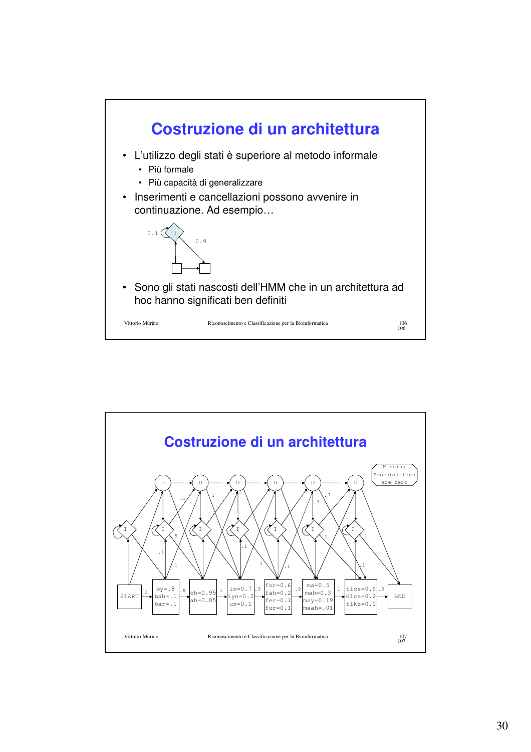## Costruzione di un architettura

- L'utilizzo degli stati è superiore al metodo informale
  - Più formale
  - Più capacità di generalizzare
- Inserimenti e cancellazioni possono avvenire in continuazione. Ad esempio…

- Sono gli stati nascosti dell'HMM che in un architettura ad hoc hanno significati ben definiti

## Costruzione di un architettura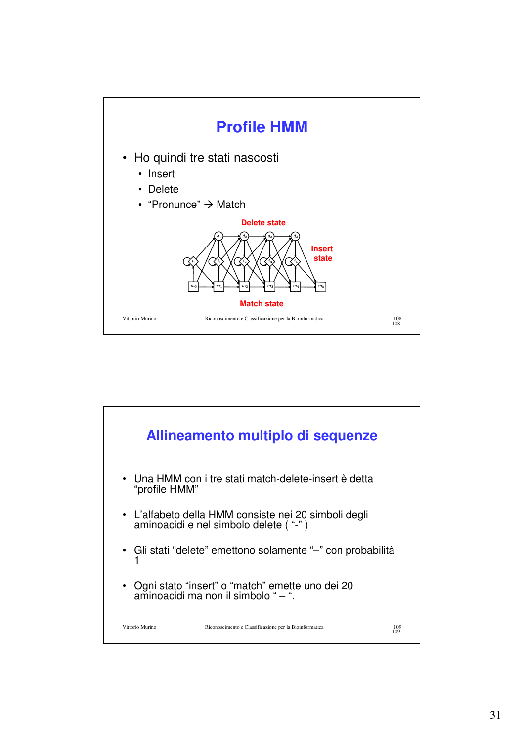## Profile HMM

- Ho quindi tre stati nascosti
  - Insert
  - Delete
  - "Pronunce" → Match

Delete state

Insert state

Match state

## Allineamento multiplo di sequenze

- Una HMM con i tre stati match-delete-insert è detta "profile HMM"
- L'alfabeto della HMM consiste nei 20 simboli degli aminoacidi e nel simbolo delete ( "-" )
- Gli stati "delete" emettono solamente "–" con probabilità 1
- Ogni stato "insert" o "match" emette uno dei 20 aminoacidi ma non il simbolo " – ".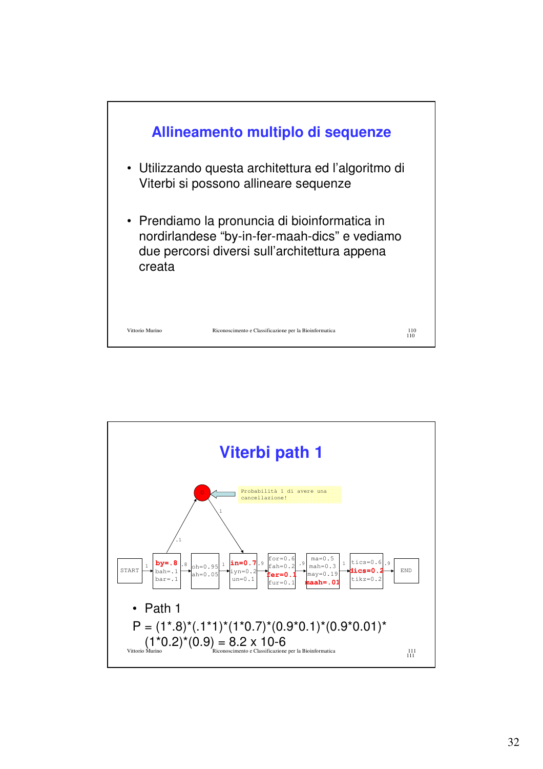## Allineamento multiplo di sequenze

- Utilizzando questa architettura ed l'algoritmo di Viterbi si possono allineare sequenze
- Prendiamo la pronuncia di bioinformatica in nordirlandese "by-in-fer-maah-dics" e vediamo due percorsi diversi sull'architettura appena creata

## Viterbi path 1

D

Probabilità 1 di avere una cancellazione!

.1 — 1

START → 1 → **by=.8** bah=.1 bar=.1 → .8 → oh=0.95 ah=0.05 → 1 → **in=0.7** iyn=0.2 un=0.1 → .9 → for=0.6 fah=0.2 **fer=0.1** fur=0.1 → .9 → ma=0.5 mah=0.3 may=0.19 **maah=.01** → 1 → tics=0.6 **dics=0.2** tikz=0.2 → .9 → END

- Path 1

P = (1*.8)*(.1*1)*(1*0.7)*(0.9*0.1)*(0.9*0.01)*(1*0.2)*(0.9) = 8.2 x 10-6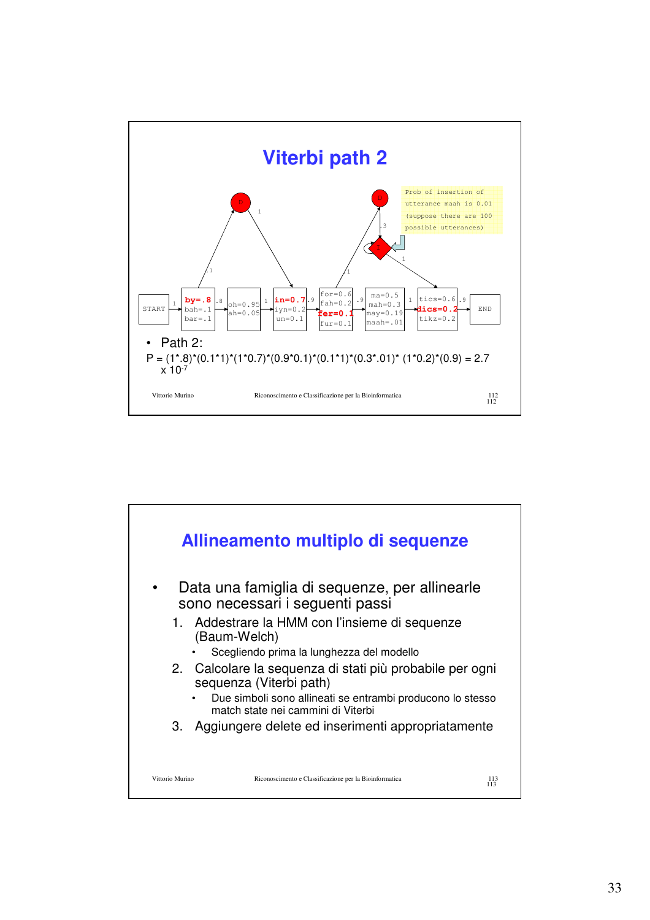## Viterbi path 2

Prob of insertion of utterance maah is 0.01 (suppose there are 100 possible utterances)

START → by=.8, bah=.1, bar=.1 → oh=0.95, ah=0.05 → in=0.7, iyn=0.2, un=0.1 → for=0.6, fah=0.2, fer=0.1, fur=0.1 → ma=0.5, mah=0.3, may=0.19, maah=.01 → tics=0.6, dics=0.2, tikz=0.2 → END

- Path 2:

P = (1*.8)*(0.1*1)*(1*0.7)*(0.9*0.1)*(0.1*1)*(0.3*.01)* (1*0.2)*(0.9) = 2.7 x $10^{-7}$

## Allineamento multiplo di sequenze

- Data una famiglia di sequenze, per allinearle sono necessari i seguenti passi
  1. Addestrare la HMM con l'insieme di sequenze (Baum-Welch)
     - Scegliendo prima la lunghezza del modello
  2. Calcolare la sequenza di stati più probabile per ogni sequenza (Viterbi path)
     - Due simboli sono allineati se entrambi producono lo stesso match state nei cammini di Viterbi
  3. Aggiungere delete ed inserimenti appropriatamente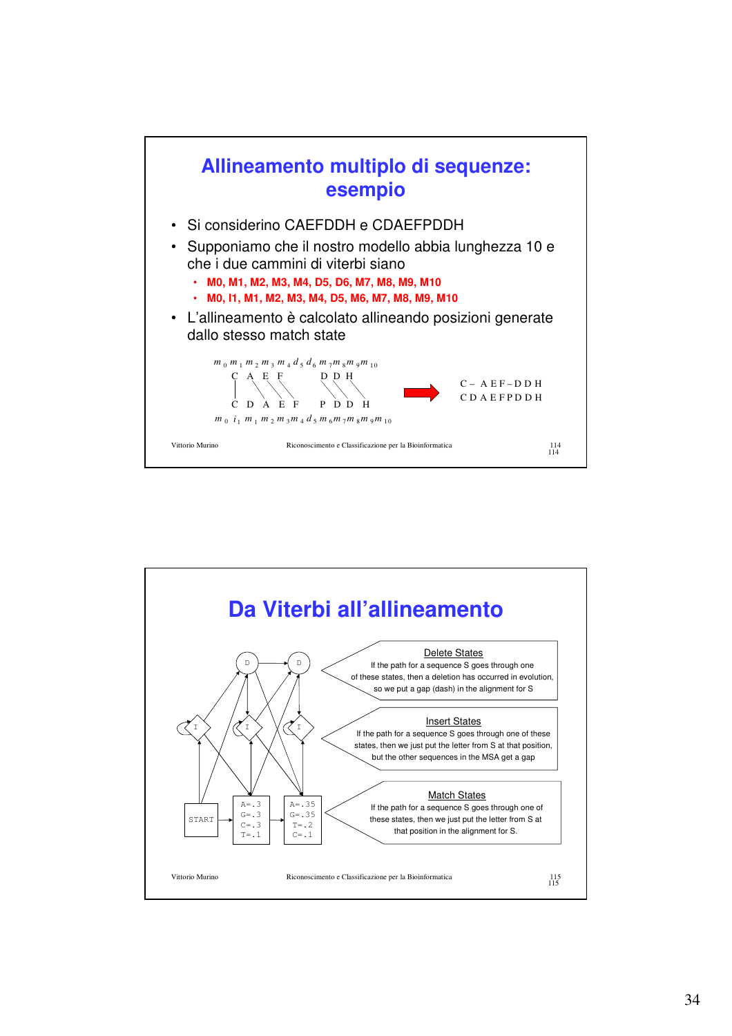# Allineamento multiplo di sequenze: esempio

- Si considerino CAEFDDH e CDAEFPDDH
- Supponiamo che il nostro modello abbia lunghezza 10 e che i due cammini di viterbi siano
  - **M0, M1, M2, M3, M4, D5, D6, M7, M8, M9, M10**
  - **M0, I1, M1, M2, M3, M4, D5, M6, M7, M8, M9, M10**
- L'allineamento è calcolato allineando posizioni generate dallo stesso match state

$m_0\ m_1\ m_2\ m_3\ m_4\ d_5\ d_6\ m_7\ m_8\ m_9\ m_{10}$

```
   C  A  E  F        D  D  H

   C  D  A  E  F    P  D  D  H
```

$m_0\ i_1\ m_1\ m_2\ m_3\ m_4\ d_5\ m_6\ m_7\ m_8\ m_9\ m_{10}$

```
C – A E F – D D H
C D A E F P D D H
```

# Da Viterbi all'allineamento

**Delete States**
If the path for a sequence S goes through one of these states, then a deletion has occurred in evolution, so we put a gap (dash) in the alignment for S

**Insert States**
If the path for a sequence S goes through one of these states, then we just put the letter from S at that position, but the other sequences in the MSA get a gap

**Match States**
If the path for a sequence S goes through one of these states, then we just put the letter from S at that position in the alignment for S.

START

| A=.3 | A=.35 |
|---|---|
| G=.3 | G=.35 |
| C=.3 | T=.2 |
| T=.1 | C=.1 |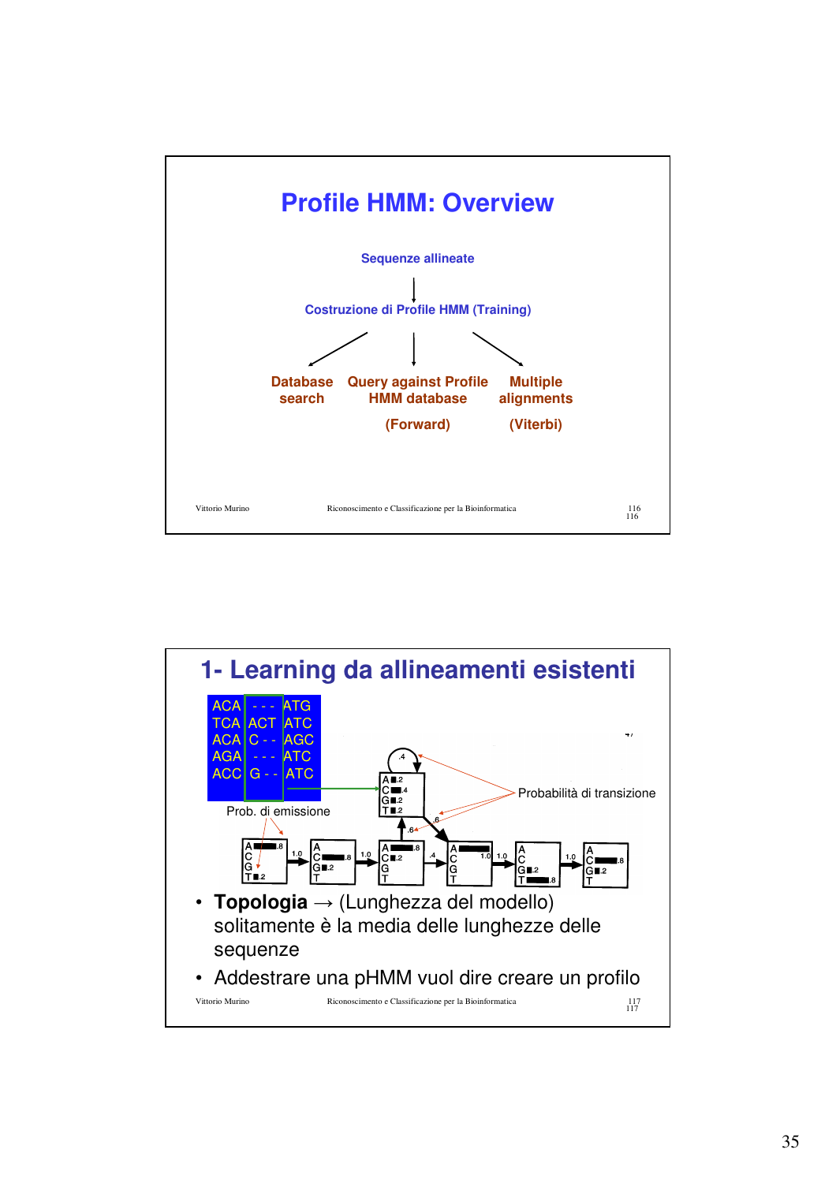# Profile HMM: Overview

Sequenze allineate

↓

Costruzione di Profile HMM (Training)

- Database search
- Query against Profile HMM database (Forward)
- Multiple alignments (Viterbi)

# 1- Learning da allineamenti esistenti

```
ACA - - - ATG
TCA ACT ATC
ACA C - - AGC
AGA - - - ATC
ACC G - - ATC
```

Prob. di emissione

Probabilità di transizione

- **Topologia** → (Lunghezza del modello) solitamente è la media delle lunghezze delle sequenze
- Addestrare una pHMM vuol dire creare un profilo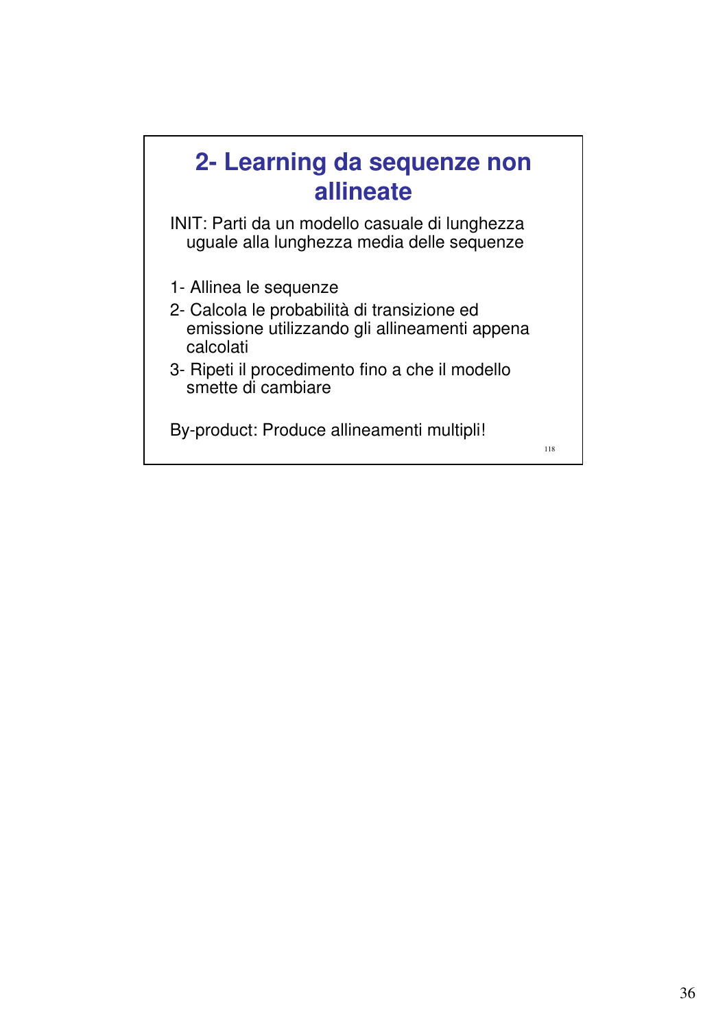## 2- Learning da sequenze non allineate

INIT: Parti da un modello casuale di lunghezza uguale alla lunghezza media delle sequenze

1- Allinea le sequenze
2- Calcola le probabilità di transizione ed emissione utilizzando gli allineamenti appena calcolati
3- Ripeti il procedimento fino a che il modello smette di cambiare

By-product: Produce allineamenti multipli!